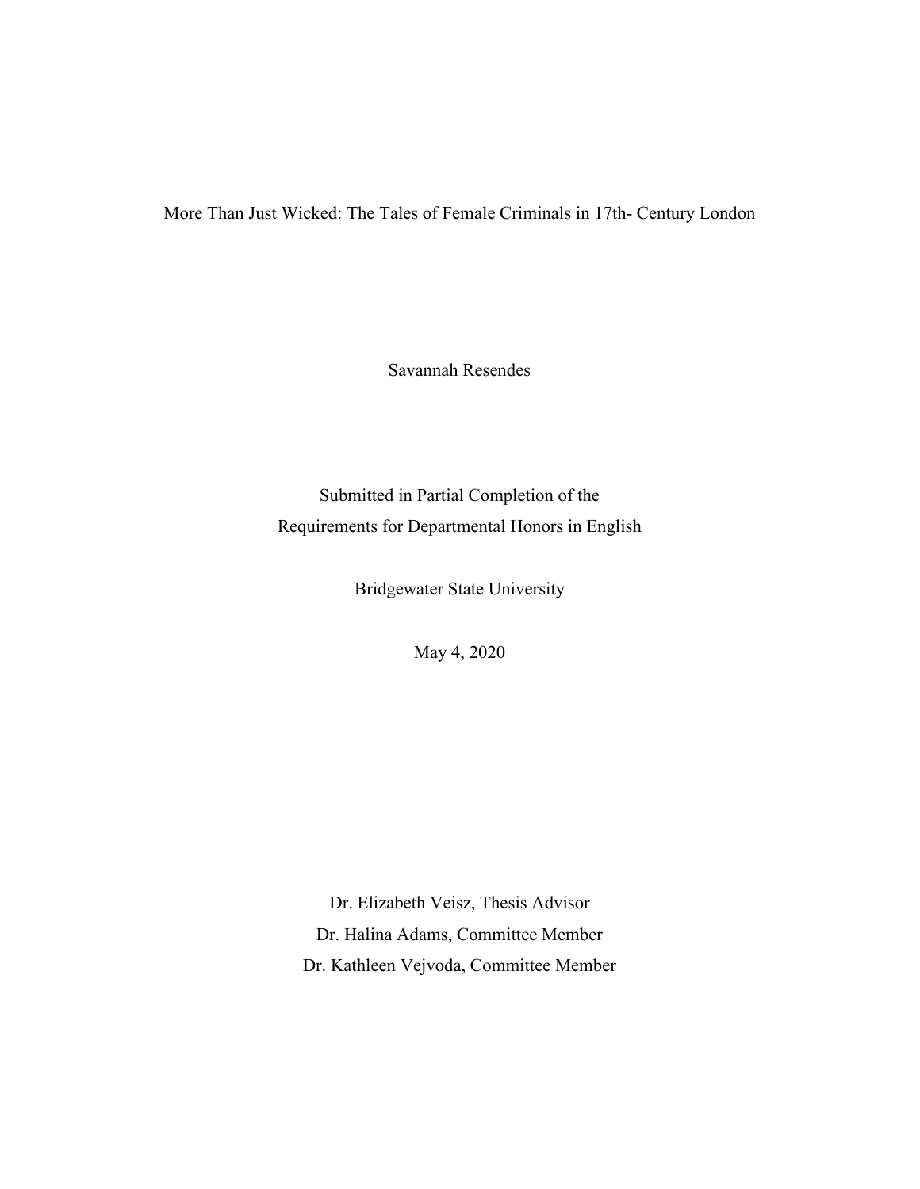# More Than Just Wicked: The Tales of Female Criminals in 17th- Century London

Savannah Resendes

Submitted in Partial Completion of the
Requirements for Departmental Honors in English

Bridgewater State University

May 4, 2020

Dr. Elizabeth Veisz, Thesis Advisor
Dr. Halina Adams, Committee Member
Dr. Kathleen Vejvoda, Committee Member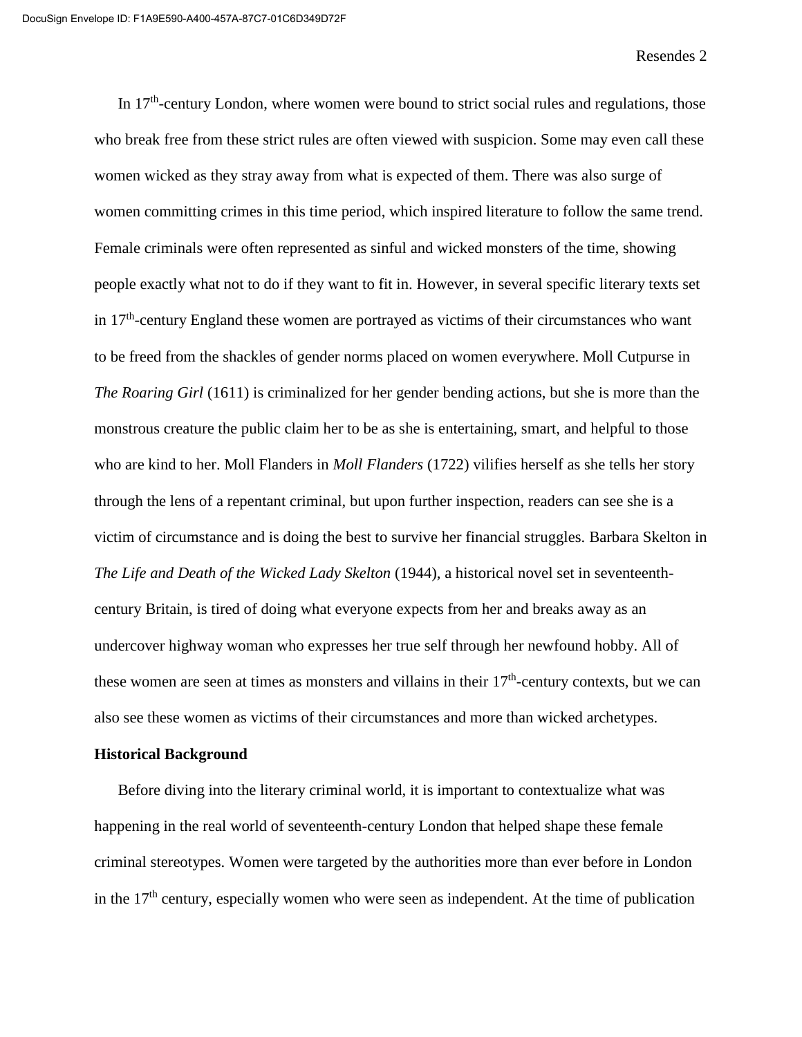In 17th-century London, where women were bound to strict social rules and regulations, those who break free from these strict rules are often viewed with suspicion. Some may even call these women wicked as they stray away from what is expected of them. There was also surge of women committing crimes in this time period, which inspired literature to follow the same trend. Female criminals were often represented as sinful and wicked monsters of the time, showing people exactly what not to do if they want to fit in. However, in several specific literary texts set in 17th-century England these women are portrayed as victims of their circumstances who want to be freed from the shackles of gender norms placed on women everywhere. Moll Cutpurse in *The Roaring Girl* (1611) is criminalized for her gender bending actions, but she is more than the monstrous creature the public claim her to be as she is entertaining, smart, and helpful to those who are kind to her. Moll Flanders in *Moll Flanders* (1722) vilifies herself as she tells her story through the lens of a repentant criminal, but upon further inspection, readers can see she is a victim of circumstance and is doing the best to survive her financial struggles. Barbara Skelton in *The Life and Death of the Wicked Lady Skelton* (1944), a historical novel set in seventeenth-century Britain, is tired of doing what everyone expects from her and breaks away as an undercover highway woman who expresses her true self through her newfound hobby. All of these women are seen at times as monsters and villains in their 17th-century contexts, but we can also see these women as victims of their circumstances and more than wicked archetypes.

**Historical Background**

Before diving into the literary criminal world, it is important to contextualize what was happening in the real world of seventeenth-century London that helped shape these female criminal stereotypes. Women were targeted by the authorities more than ever before in London in the 17th century, especially women who were seen as independent. At the time of publication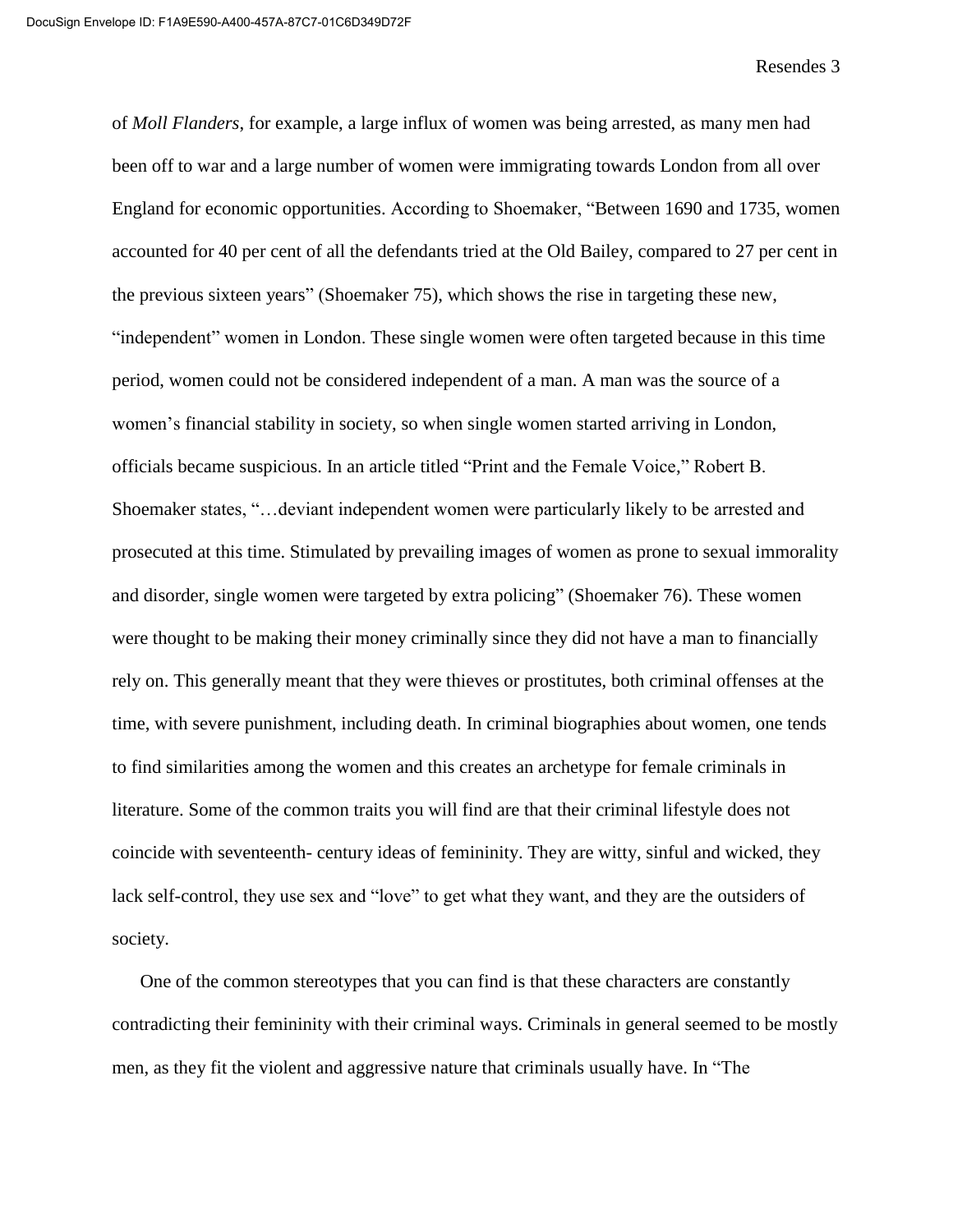of *Moll Flanders*, for example, a large influx of women was being arrested, as many men had been off to war and a large number of women were immigrating towards London from all over England for economic opportunities. According to Shoemaker, "Between 1690 and 1735, women accounted for 40 per cent of all the defendants tried at the Old Bailey, compared to 27 per cent in the previous sixteen years" (Shoemaker 75), which shows the rise in targeting these new, "independent" women in London. These single women were often targeted because in this time period, women could not be considered independent of a man. A man was the source of a women's financial stability in society, so when single women started arriving in London, officials became suspicious. In an article titled "Print and the Female Voice," Robert B. Shoemaker states, "…deviant independent women were particularly likely to be arrested and prosecuted at this time. Stimulated by prevailing images of women as prone to sexual immorality and disorder, single women were targeted by extra policing" (Shoemaker 76). These women were thought to be making their money criminally since they did not have a man to financially rely on. This generally meant that they were thieves or prostitutes, both criminal offenses at the time, with severe punishment, including death. In criminal biographies about women, one tends to find similarities among the women and this creates an archetype for female criminals in literature. Some of the common traits you will find are that their criminal lifestyle does not coincide with seventeenth- century ideas of femininity. They are witty, sinful and wicked, they lack self-control, they use sex and "love" to get what they want, and they are the outsiders of society.

One of the common stereotypes that you can find is that these characters are constantly contradicting their femininity with their criminal ways. Criminals in general seemed to be mostly men, as they fit the violent and aggressive nature that criminals usually have. In "The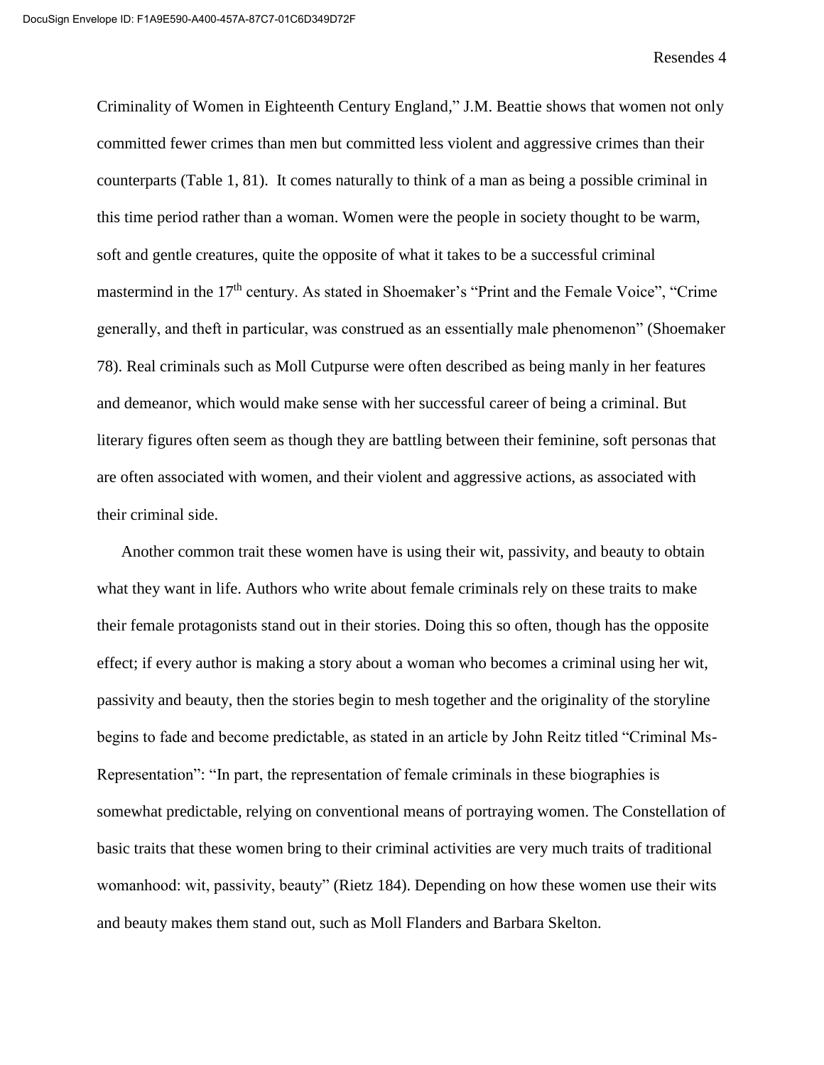Criminality of Women in Eighteenth Century England," J.M. Beattie shows that women not only committed fewer crimes than men but committed less violent and aggressive crimes than their counterparts (Table 1, 81). It comes naturally to think of a man as being a possible criminal in this time period rather than a woman. Women were the people in society thought to be warm, soft and gentle creatures, quite the opposite of what it takes to be a successful criminal mastermind in the 17th century. As stated in Shoemaker's "Print and the Female Voice", "Crime generally, and theft in particular, was construed as an essentially male phenomenon" (Shoemaker 78). Real criminals such as Moll Cutpurse were often described as being manly in her features and demeanor, which would make sense with her successful career of being a criminal. But literary figures often seem as though they are battling between their feminine, soft personas that are often associated with women, and their violent and aggressive actions, as associated with their criminal side.

Another common trait these women have is using their wit, passivity, and beauty to obtain what they want in life. Authors who write about female criminals rely on these traits to make their female protagonists stand out in their stories. Doing this so often, though has the opposite effect; if every author is making a story about a woman who becomes a criminal using her wit, passivity and beauty, then the stories begin to mesh together and the originality of the storyline begins to fade and become predictable, as stated in an article by John Reitz titled "Criminal Ms-Representation": "In part, the representation of female criminals in these biographies is somewhat predictable, relying on conventional means of portraying women. The Constellation of basic traits that these women bring to their criminal activities are very much traits of traditional womanhood: wit, passivity, beauty" (Rietz 184). Depending on how these women use their wits and beauty makes them stand out, such as Moll Flanders and Barbara Skelton.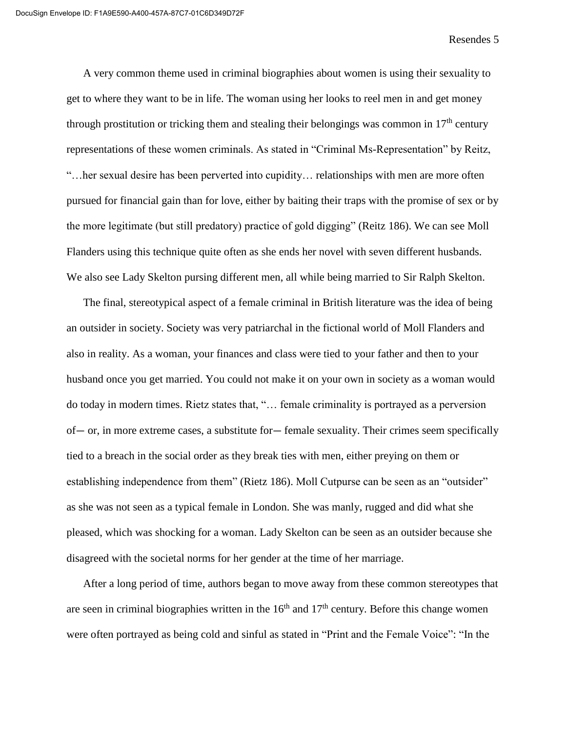A very common theme used in criminal biographies about women is using their sexuality to get to where they want to be in life. The woman using her looks to reel men in and get money through prostitution or tricking them and stealing their belongings was common in 17th century representations of these women criminals. As stated in "Criminal Ms-Representation" by Reitz, "…her sexual desire has been perverted into cupidity… relationships with men are more often pursued for financial gain than for love, either by baiting their traps with the promise of sex or by the more legitimate (but still predatory) practice of gold digging" (Reitz 186). We can see Moll Flanders using this technique quite often as she ends her novel with seven different husbands. We also see Lady Skelton pursing different men, all while being married to Sir Ralph Skelton.

The final, stereotypical aspect of a female criminal in British literature was the idea of being an outsider in society. Society was very patriarchal in the fictional world of Moll Flanders and also in reality. As a woman, your finances and class were tied to your father and then to your husband once you get married. You could not make it on your own in society as a woman would do today in modern times. Rietz states that, "… female criminality is portrayed as a perversion of— or, in more extreme cases, a substitute for— female sexuality. Their crimes seem specifically tied to a breach in the social order as they break ties with men, either preying on them or establishing independence from them" (Rietz 186). Moll Cutpurse can be seen as an "outsider" as she was not seen as a typical female in London. She was manly, rugged and did what she pleased, which was shocking for a woman. Lady Skelton can be seen as an outsider because she disagreed with the societal norms for her gender at the time of her marriage.

After a long period of time, authors began to move away from these common stereotypes that are seen in criminal biographies written in the 16th and 17th century. Before this change women were often portrayed as being cold and sinful as stated in "Print and the Female Voice": "In the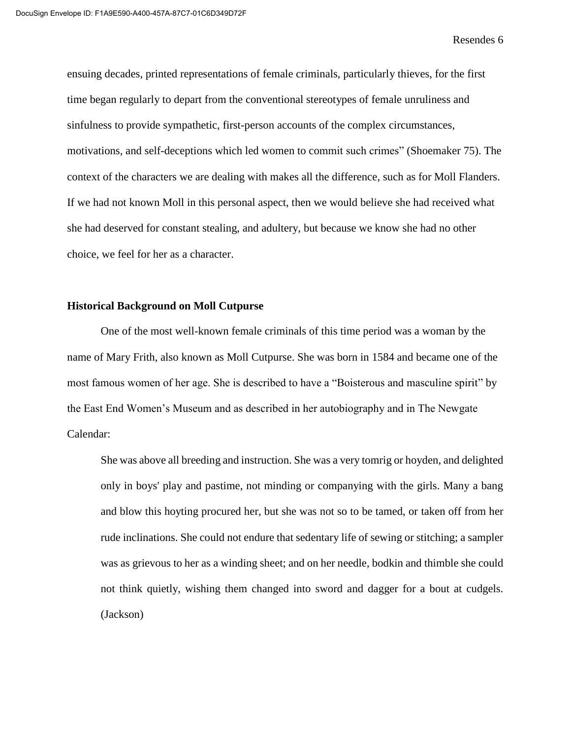ensuing decades, printed representations of female criminals, particularly thieves, for the first time began regularly to depart from the conventional stereotypes of female unruliness and sinfulness to provide sympathetic, first-person accounts of the complex circumstances, motivations, and self-deceptions which led women to commit such crimes" (Shoemaker 75). The context of the characters we are dealing with makes all the difference, such as for Moll Flanders. If we had not known Moll in this personal aspect, then we would believe she had received what she had deserved for constant stealing, and adultery, but because we know she had no other choice, we feel for her as a character.

## Historical Background on Moll Cutpurse

One of the most well-known female criminals of this time period was a woman by the name of Mary Frith, also known as Moll Cutpurse. She was born in 1584 and became one of the most famous women of her age. She is described to have a "Boisterous and masculine spirit" by the East End Women's Museum and as described in her autobiography and in The Newgate Calendar:

> She was above all breeding and instruction. She was a very tomrig or hoyden, and delighted only in boys' play and pastime, not minding or companying with the girls. Many a bang and blow this hoyting procured her, but she was not so to be tamed, or taken off from her rude inclinations. She could not endure that sedentary life of sewing or stitching; a sampler was as grievous to her as a winding sheet; and on her needle, bodkin and thimble she could not think quietly, wishing them changed into sword and dagger for a bout at cudgels. (Jackson)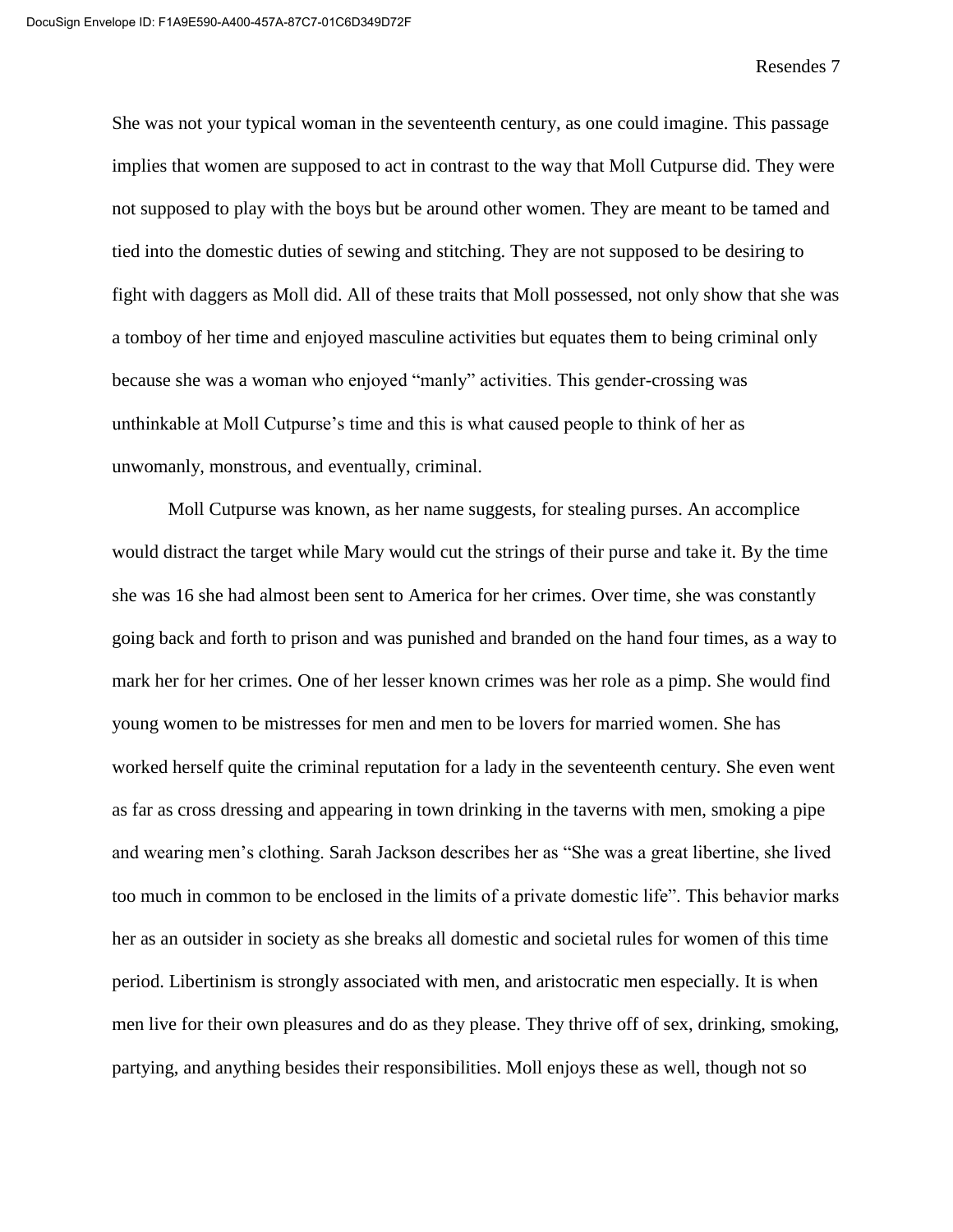She was not your typical woman in the seventeenth century, as one could imagine. This passage implies that women are supposed to act in contrast to the way that Moll Cutpurse did. They were not supposed to play with the boys but be around other women. They are meant to be tamed and tied into the domestic duties of sewing and stitching. They are not supposed to be desiring to fight with daggers as Moll did. All of these traits that Moll possessed, not only show that she was a tomboy of her time and enjoyed masculine activities but equates them to being criminal only because she was a woman who enjoyed "manly" activities. This gender-crossing was unthinkable at Moll Cutpurse's time and this is what caused people to think of her as unwomanly, monstrous, and eventually, criminal.

Moll Cutpurse was known, as her name suggests, for stealing purses. An accomplice would distract the target while Mary would cut the strings of their purse and take it. By the time she was 16 she had almost been sent to America for her crimes. Over time, she was constantly going back and forth to prison and was punished and branded on the hand four times, as a way to mark her for her crimes. One of her lesser known crimes was her role as a pimp. She would find young women to be mistresses for men and men to be lovers for married women. She has worked herself quite the criminal reputation for a lady in the seventeenth century. She even went as far as cross dressing and appearing in town drinking in the taverns with men, smoking a pipe and wearing men's clothing. Sarah Jackson describes her as "She was a great libertine, she lived too much in common to be enclosed in the limits of a private domestic life". This behavior marks her as an outsider in society as she breaks all domestic and societal rules for women of this time period. Libertinism is strongly associated with men, and aristocratic men especially. It is when men live for their own pleasures and do as they please. They thrive off of sex, drinking, smoking, partying, and anything besides their responsibilities. Moll enjoys these as well, though not so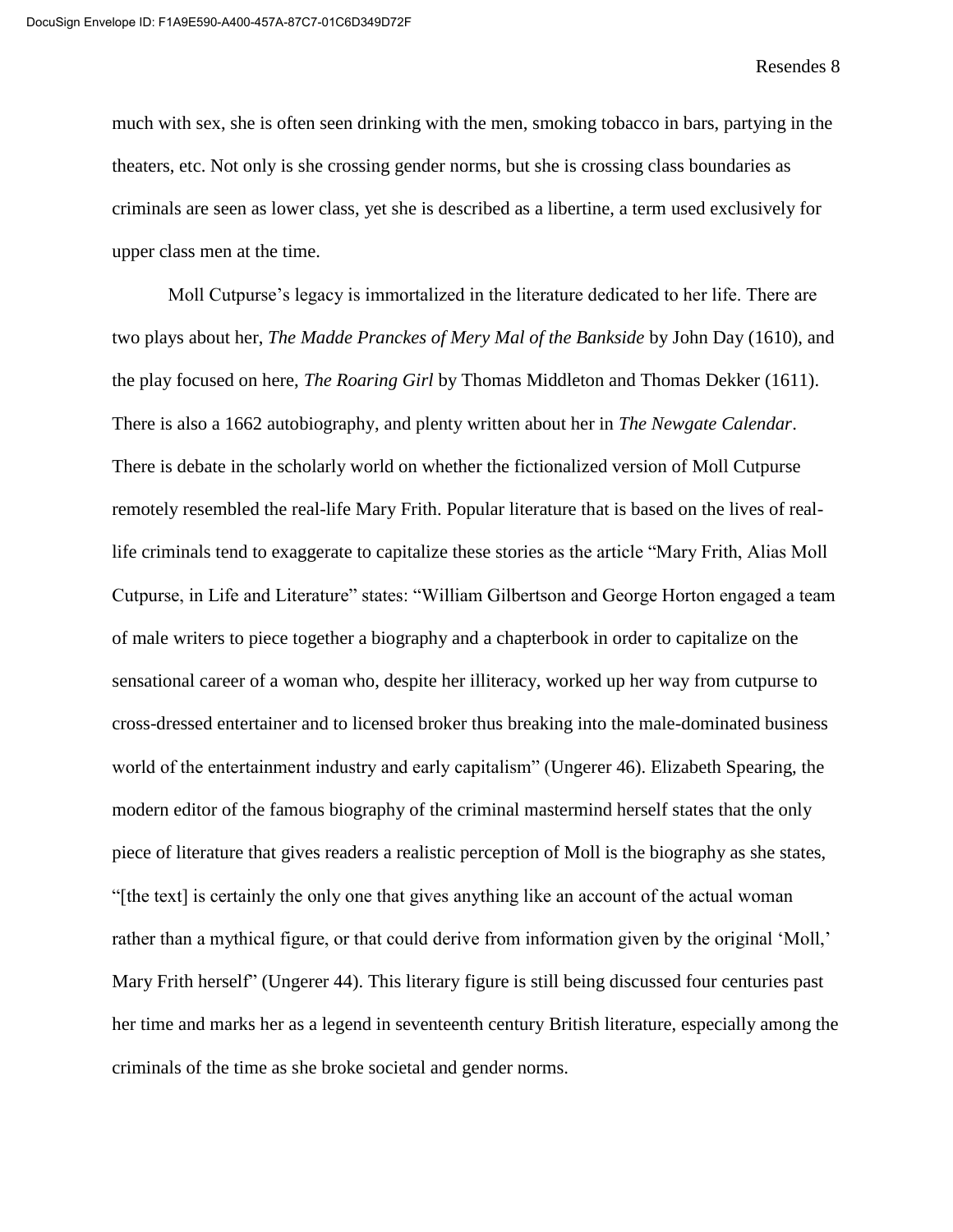much with sex, she is often seen drinking with the men, smoking tobacco in bars, partying in the theaters, etc. Not only is she crossing gender norms, but she is crossing class boundaries as criminals are seen as lower class, yet she is described as a libertine, a term used exclusively for upper class men at the time.

Moll Cutpurse's legacy is immortalized in the literature dedicated to her life. There are two plays about her, *The Madde Pranckes of Mery Mal of the Bankside* by John Day (1610), and the play focused on here, *The Roaring Girl* by Thomas Middleton and Thomas Dekker (1611). There is also a 1662 autobiography, and plenty written about her in *The Newgate Calendar*. There is debate in the scholarly world on whether the fictionalized version of Moll Cutpurse remotely resembled the real-life Mary Frith. Popular literature that is based on the lives of real-life criminals tend to exaggerate to capitalize these stories as the article "Mary Frith, Alias Moll Cutpurse, in Life and Literature" states: "William Gilbertson and George Horton engaged a team of male writers to piece together a biography and a chapterbook in order to capitalize on the sensational career of a woman who, despite her illiteracy, worked up her way from cutpurse to cross-dressed entertainer and to licensed broker thus breaking into the male-dominated business world of the entertainment industry and early capitalism" (Ungerer 46). Elizabeth Spearing, the modern editor of the famous biography of the criminal mastermind herself states that the only piece of literature that gives readers a realistic perception of Moll is the biography as she states, "[the text] is certainly the only one that gives anything like an account of the actual woman rather than a mythical figure, or that could derive from information given by the original 'Moll,' Mary Frith herself" (Ungerer 44). This literary figure is still being discussed four centuries past her time and marks her as a legend in seventeenth century British literature, especially among the criminals of the time as she broke societal and gender norms.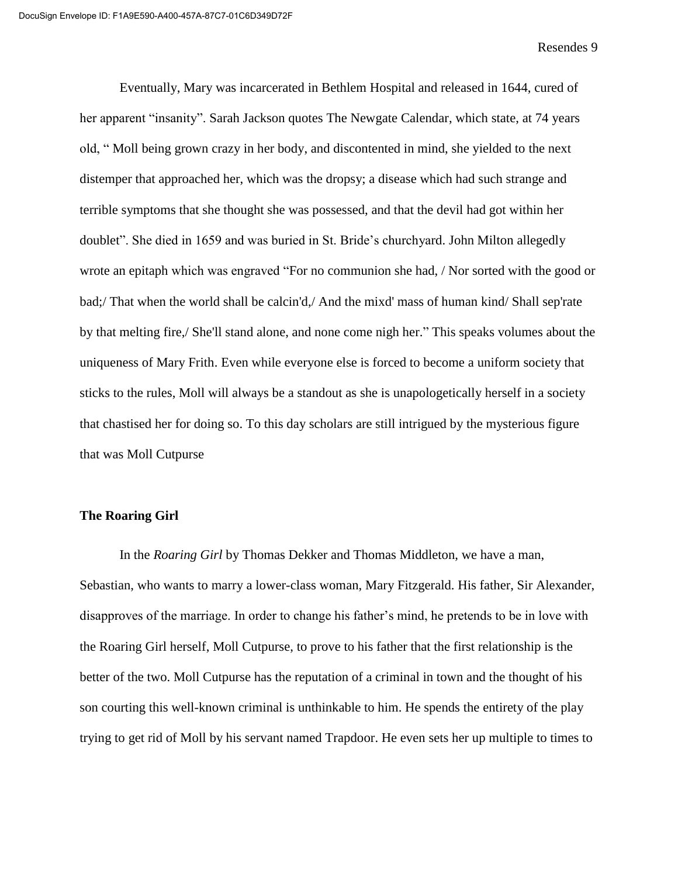Eventually, Mary was incarcerated in Bethlem Hospital and released in 1644, cured of her apparent "insanity". Sarah Jackson quotes The Newgate Calendar, which state, at 74 years old, " Moll being grown crazy in her body, and discontented in mind, she yielded to the next distemper that approached her, which was the dropsy; a disease which had such strange and terrible symptoms that she thought she was possessed, and that the devil had got within her doublet". She died in 1659 and was buried in St. Bride's churchyard. John Milton allegedly wrote an epitaph which was engraved "For no communion she had, / Nor sorted with the good or bad;/ That when the world shall be calcin'd,/ And the mixd' mass of human kind/ Shall sep'rate by that melting fire,/ She'll stand alone, and none come nigh her." This speaks volumes about the uniqueness of Mary Frith. Even while everyone else is forced to become a uniform society that sticks to the rules, Moll will always be a standout as she is unapologetically herself in a society that chastised her for doing so. To this day scholars are still intrigued by the mysterious figure that was Moll Cutpurse

**The Roaring Girl**

In the *Roaring Girl* by Thomas Dekker and Thomas Middleton, we have a man, Sebastian, who wants to marry a lower-class woman, Mary Fitzgerald. His father, Sir Alexander, disapproves of the marriage. In order to change his father's mind, he pretends to be in love with the Roaring Girl herself, Moll Cutpurse, to prove to his father that the first relationship is the better of the two. Moll Cutpurse has the reputation of a criminal in town and the thought of his son courting this well-known criminal is unthinkable to him. He spends the entirety of the play trying to get rid of Moll by his servant named Trapdoor. He even sets her up multiple to times to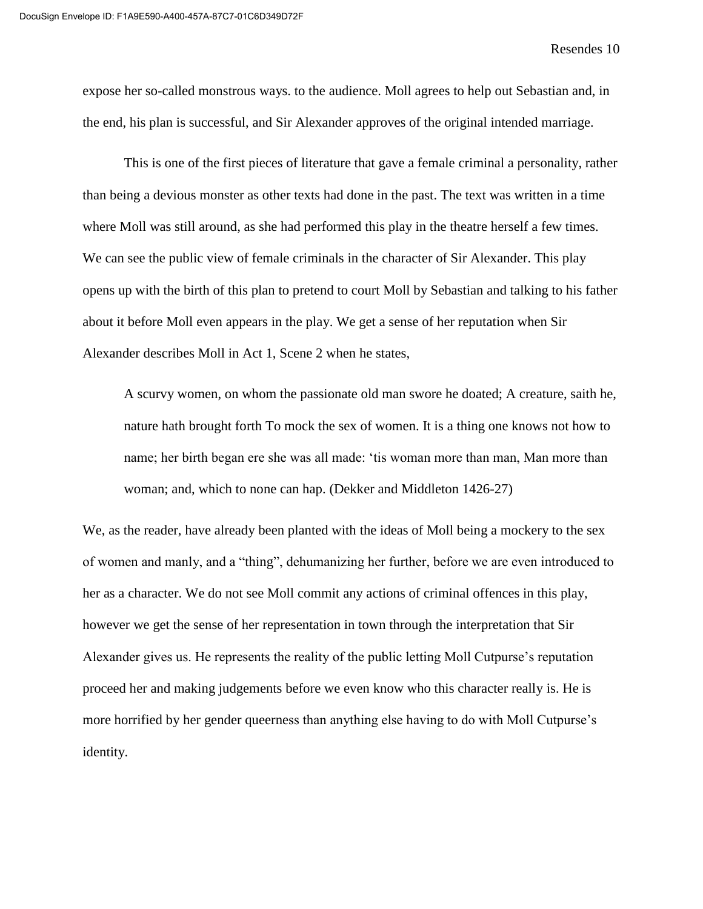expose her so-called monstrous ways. to the audience. Moll agrees to help out Sebastian and, in the end, his plan is successful, and Sir Alexander approves of the original intended marriage.

This is one of the first pieces of literature that gave a female criminal a personality, rather than being a devious monster as other texts had done in the past. The text was written in a time where Moll was still around, as she had performed this play in the theatre herself a few times. We can see the public view of female criminals in the character of Sir Alexander. This play opens up with the birth of this plan to pretend to court Moll by Sebastian and talking to his father about it before Moll even appears in the play. We get a sense of her reputation when Sir Alexander describes Moll in Act 1, Scene 2 when he states,

> A scurvy women, on whom the passionate old man swore he doated; A creature, saith he, nature hath brought forth To mock the sex of women. It is a thing one knows not how to name; her birth began ere she was all made: 'tis woman more than man, Man more than woman; and, which to none can hap. (Dekker and Middleton 1426-27)

We, as the reader, have already been planted with the ideas of Moll being a mockery to the sex of women and manly, and a "thing", dehumanizing her further, before we are even introduced to her as a character. We do not see Moll commit any actions of criminal offences in this play, however we get the sense of her representation in town through the interpretation that Sir Alexander gives us. He represents the reality of the public letting Moll Cutpurse's reputation proceed her and making judgements before we even know who this character really is. He is more horrified by her gender queerness than anything else having to do with Moll Cutpurse's identity.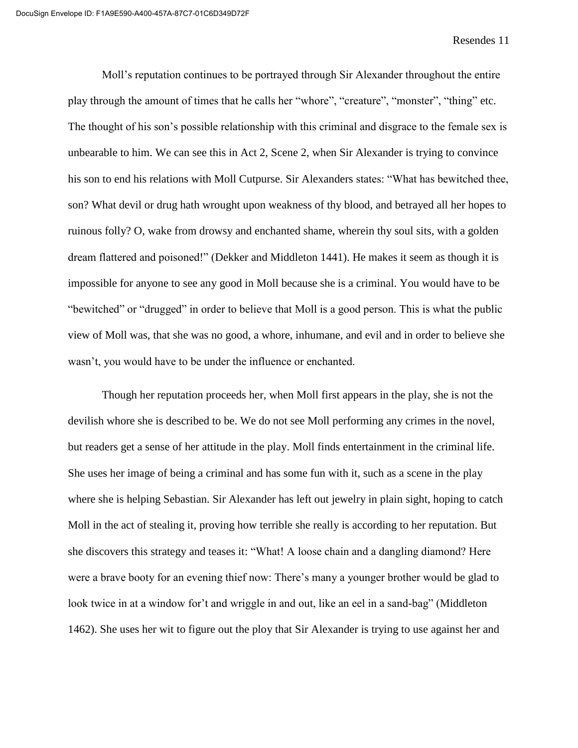Moll's reputation continues to be portrayed through Sir Alexander throughout the entire play through the amount of times that he calls her "whore", "creature", "monster", "thing" etc. The thought of his son's possible relationship with this criminal and disgrace to the female sex is unbearable to him. We can see this in Act 2, Scene 2, when Sir Alexander is trying to convince his son to end his relations with Moll Cutpurse. Sir Alexanders states: "What has bewitched thee, son? What devil or drug hath wrought upon weakness of thy blood, and betrayed all her hopes to ruinous folly? O, wake from drowsy and enchanted shame, wherein thy soul sits, with a golden dream flattered and poisoned!" (Dekker and Middleton 1441). He makes it seem as though it is impossible for anyone to see any good in Moll because she is a criminal. You would have to be "bewitched" or "drugged" in order to believe that Moll is a good person. This is what the public view of Moll was, that she was no good, a whore, inhumane, and evil and in order to believe she wasn't, you would have to be under the influence or enchanted.

Though her reputation proceeds her, when Moll first appears in the play, she is not the devilish whore she is described to be. We do not see Moll performing any crimes in the novel, but readers get a sense of her attitude in the play. Moll finds entertainment in the criminal life. She uses her image of being a criminal and has some fun with it, such as a scene in the play where she is helping Sebastian. Sir Alexander has left out jewelry in plain sight, hoping to catch Moll in the act of stealing it, proving how terrible she really is according to her reputation. But she discovers this strategy and teases it: "What! A loose chain and a dangling diamond? Here were a brave booty for an evening thief now: There's many a younger brother would be glad to look twice in at a window for't and wriggle in and out, like an eel in a sand-bag" (Middleton 1462). She uses her wit to figure out the ploy that Sir Alexander is trying to use against her and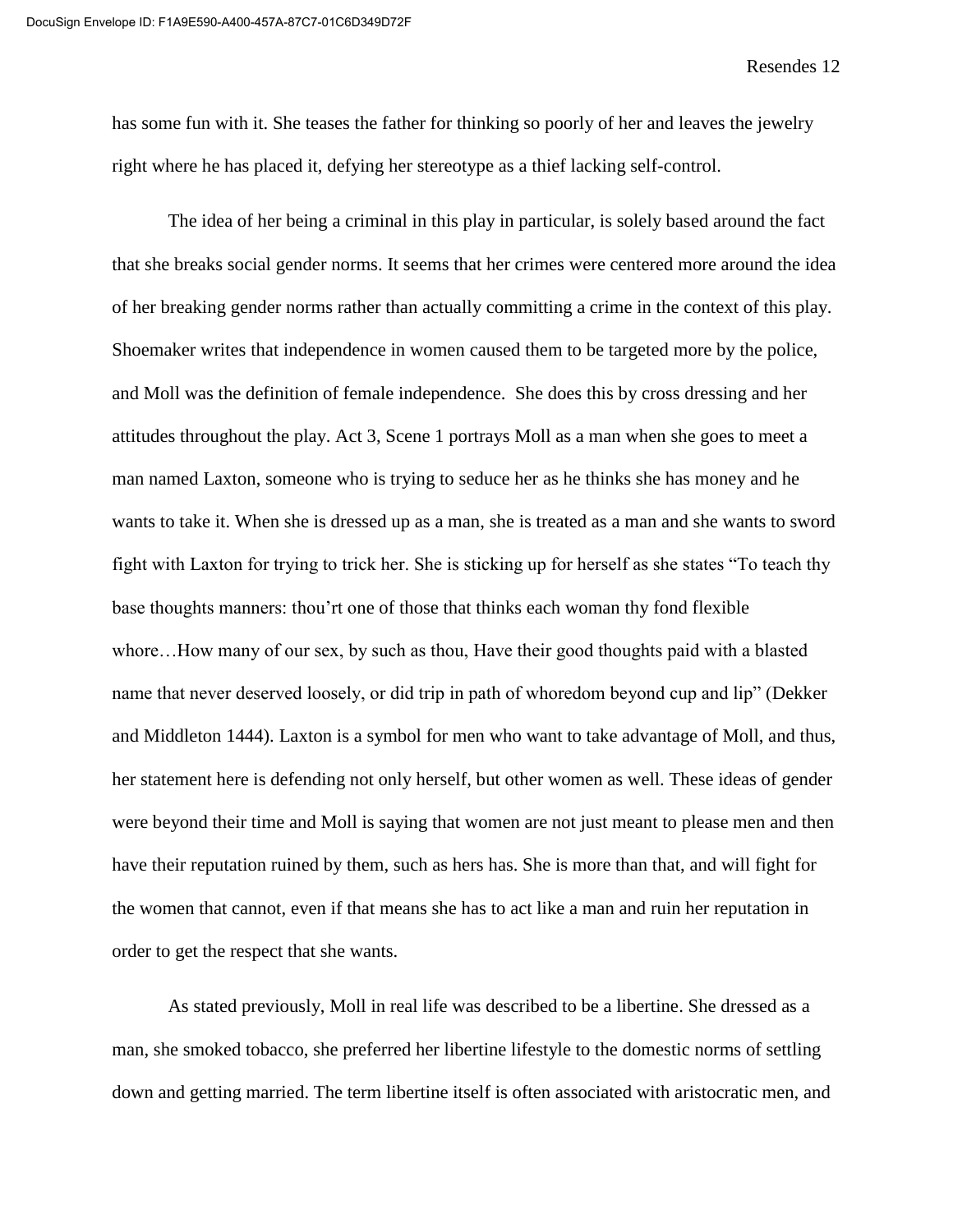has some fun with it. She teases the father for thinking so poorly of her and leaves the jewelry right where he has placed it, defying her stereotype as a thief lacking self-control.

The idea of her being a criminal in this play in particular, is solely based around the fact that she breaks social gender norms. It seems that her crimes were centered more around the idea of her breaking gender norms rather than actually committing a crime in the context of this play. Shoemaker writes that independence in women caused them to be targeted more by the police, and Moll was the definition of female independence.  She does this by cross dressing and her attitudes throughout the play. Act 3, Scene 1 portrays Moll as a man when she goes to meet a man named Laxton, someone who is trying to seduce her as he thinks she has money and he wants to take it. When she is dressed up as a man, she is treated as a man and she wants to sword fight with Laxton for trying to trick her. She is sticking up for herself as she states "To teach thy base thoughts manners: thou'rt one of those that thinks each woman thy fond flexible whore…How many of our sex, by such as thou, Have their good thoughts paid with a blasted name that never deserved loosely, or did trip in path of whoredom beyond cup and lip" (Dekker and Middleton 1444). Laxton is a symbol for men who want to take advantage of Moll, and thus, her statement here is defending not only herself, but other women as well. These ideas of gender were beyond their time and Moll is saying that women are not just meant to please men and then have their reputation ruined by them, such as hers has. She is more than that, and will fight for the women that cannot, even if that means she has to act like a man and ruin her reputation in order to get the respect that she wants.

As stated previously, Moll in real life was described to be a libertine. She dressed as a man, she smoked tobacco, she preferred her libertine lifestyle to the domestic norms of settling down and getting married. The term libertine itself is often associated with aristocratic men, and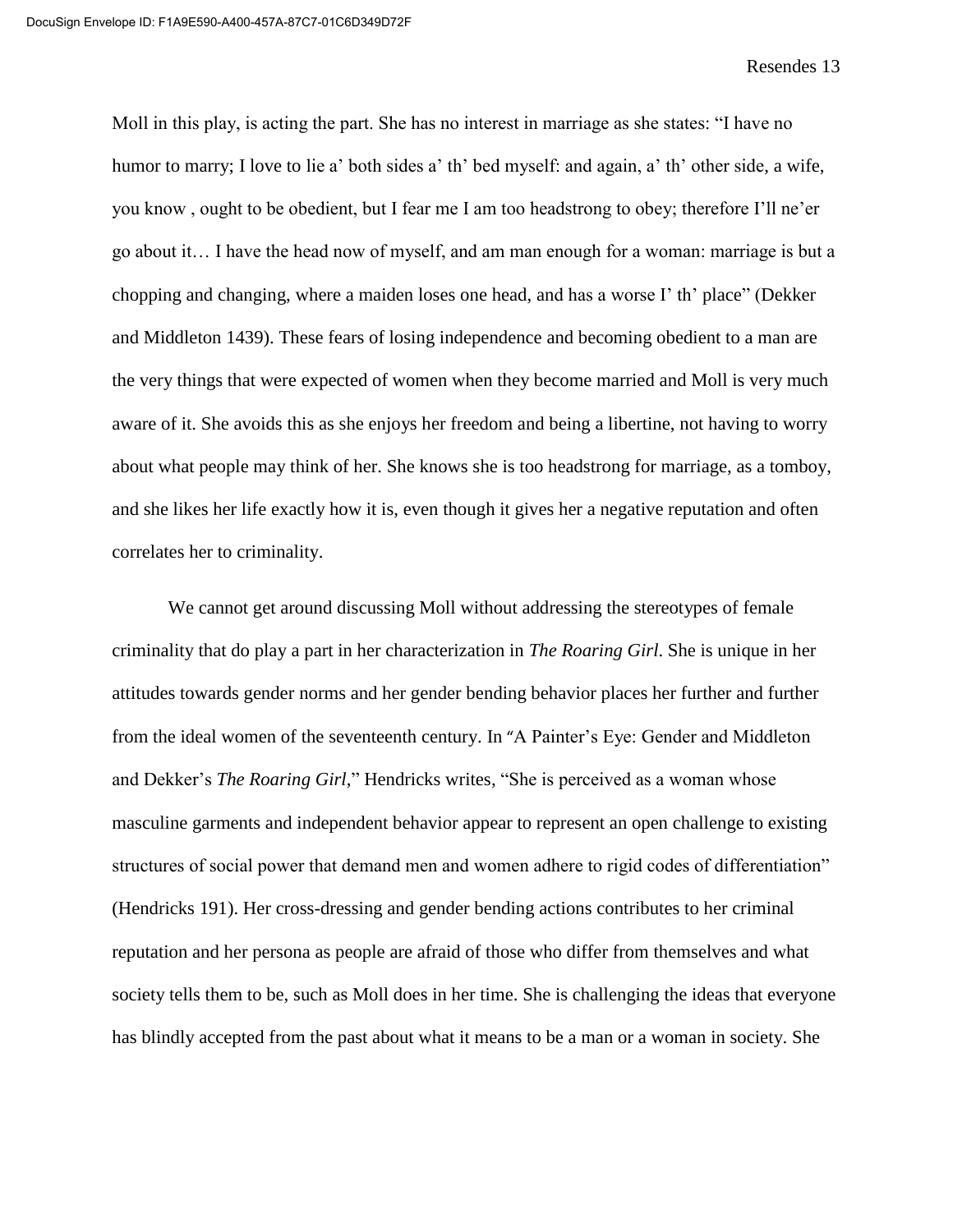Moll in this play, is acting the part. She has no interest in marriage as she states: "I have no humor to marry; I love to lie a' both sides a' th' bed myself: and again, a' th' other side, a wife, you know , ought to be obedient, but I fear me I am too headstrong to obey; therefore I'll ne'er go about it… I have the head now of myself, and am man enough for a woman: marriage is but a chopping and changing, where a maiden loses one head, and has a worse I' th' place" (Dekker and Middleton 1439). These fears of losing independence and becoming obedient to a man are the very things that were expected of women when they become married and Moll is very much aware of it. She avoids this as she enjoys her freedom and being a libertine, not having to worry about what people may think of her. She knows she is too headstrong for marriage, as a tomboy, and she likes her life exactly how it is, even though it gives her a negative reputation and often correlates her to criminality.

We cannot get around discussing Moll without addressing the stereotypes of female criminality that do play a part in her characterization in *The Roaring Girl*. She is unique in her attitudes towards gender norms and her gender bending behavior places her further and further from the ideal women of the seventeenth century. In "A Painter's Eye: Gender and Middleton and Dekker's *The Roaring Girl*," Hendricks writes, "She is perceived as a woman whose masculine garments and independent behavior appear to represent an open challenge to existing structures of social power that demand men and women adhere to rigid codes of differentiation" (Hendricks 191). Her cross-dressing and gender bending actions contributes to her criminal reputation and her persona as people are afraid of those who differ from themselves and what society tells them to be, such as Moll does in her time. She is challenging the ideas that everyone has blindly accepted from the past about what it means to be a man or a woman in society. She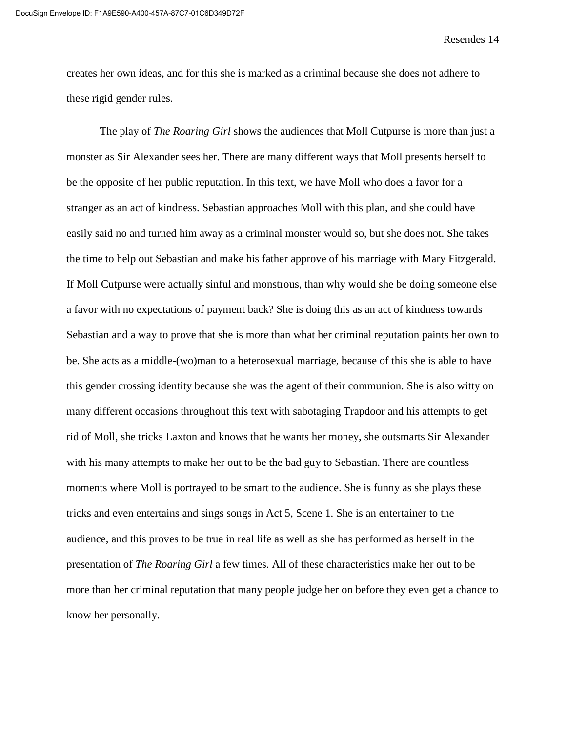creates her own ideas, and for this she is marked as a criminal because she does not adhere to these rigid gender rules.

The play of *The Roaring Girl* shows the audiences that Moll Cutpurse is more than just a monster as Sir Alexander sees her. There are many different ways that Moll presents herself to be the opposite of her public reputation. In this text, we have Moll who does a favor for a stranger as an act of kindness. Sebastian approaches Moll with this plan, and she could have easily said no and turned him away as a criminal monster would so, but she does not. She takes the time to help out Sebastian and make his father approve of his marriage with Mary Fitzgerald. If Moll Cutpurse were actually sinful and monstrous, than why would she be doing someone else a favor with no expectations of payment back? She is doing this as an act of kindness towards Sebastian and a way to prove that she is more than what her criminal reputation paints her own to be. She acts as a middle-(wo)man to a heterosexual marriage, because of this she is able to have this gender crossing identity because she was the agent of their communion. She is also witty on many different occasions throughout this text with sabotaging Trapdoor and his attempts to get rid of Moll, she tricks Laxton and knows that he wants her money, she outsmarts Sir Alexander with his many attempts to make her out to be the bad guy to Sebastian. There are countless moments where Moll is portrayed to be smart to the audience. She is funny as she plays these tricks and even entertains and sings songs in Act 5, Scene 1. She is an entertainer to the audience, and this proves to be true in real life as well as she has performed as herself in the presentation of *The Roaring Girl* a few times. All of these characteristics make her out to be more than her criminal reputation that many people judge her on before they even get a chance to know her personally.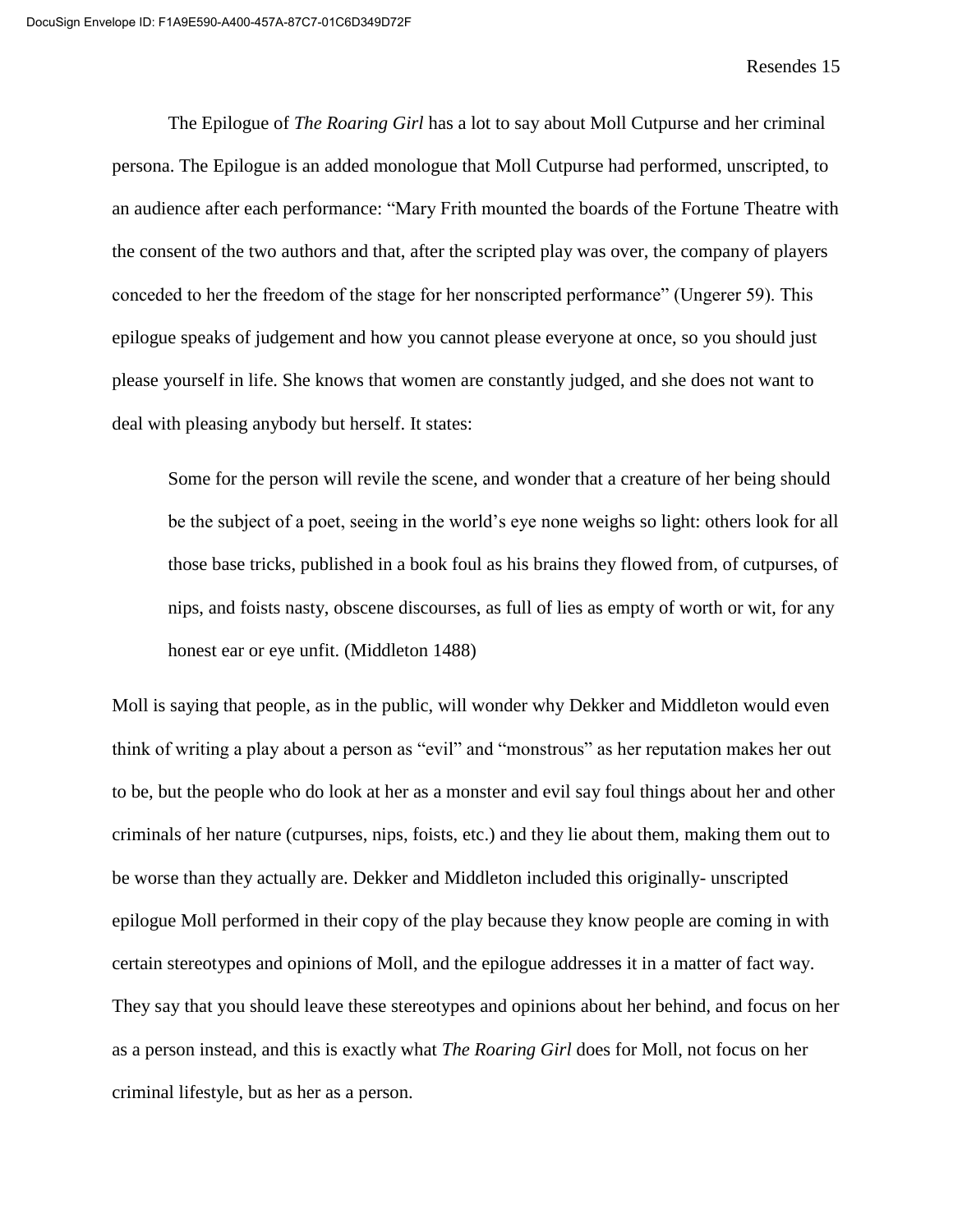The Epilogue of *The Roaring Girl* has a lot to say about Moll Cutpurse and her criminal persona. The Epilogue is an added monologue that Moll Cutpurse had performed, unscripted, to an audience after each performance: "Mary Frith mounted the boards of the Fortune Theatre with the consent of the two authors and that, after the scripted play was over, the company of players conceded to her the freedom of the stage for her nonscripted performance" (Ungerer 59). This epilogue speaks of judgement and how you cannot please everyone at once, so you should just please yourself in life. She knows that women are constantly judged, and she does not want to deal with pleasing anybody but herself. It states:

> Some for the person will revile the scene, and wonder that a creature of her being should be the subject of a poet, seeing in the world's eye none weighs so light: others look for all those base tricks, published in a book foul as his brains they flowed from, of cutpurses, of nips, and foists nasty, obscene discourses, as full of lies as empty of worth or wit, for any honest ear or eye unfit. (Middleton 1488)

Moll is saying that people, as in the public, will wonder why Dekker and Middleton would even think of writing a play about a person as "evil" and "monstrous" as her reputation makes her out to be, but the people who do look at her as a monster and evil say foul things about her and other criminals of her nature (cutpurses, nips, foists, etc.) and they lie about them, making them out to be worse than they actually are. Dekker and Middleton included this originally- unscripted epilogue Moll performed in their copy of the play because they know people are coming in with certain stereotypes and opinions of Moll, and the epilogue addresses it in a matter of fact way. They say that you should leave these stereotypes and opinions about her behind, and focus on her as a person instead, and this is exactly what *The Roaring Girl* does for Moll, not focus on her criminal lifestyle, but as her as a person.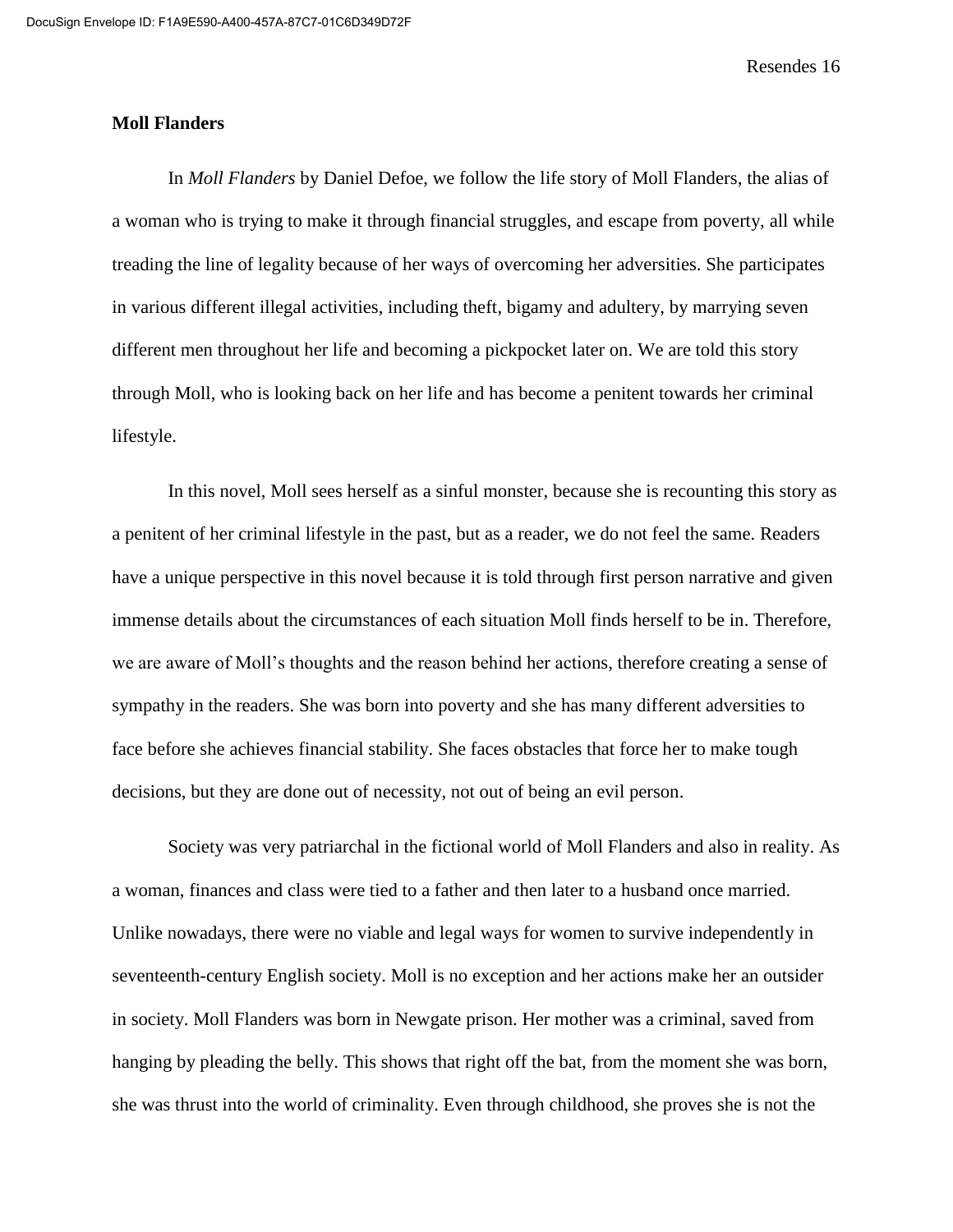**Moll Flanders**

In *Moll Flanders* by Daniel Defoe, we follow the life story of Moll Flanders, the alias of a woman who is trying to make it through financial struggles, and escape from poverty, all while treading the line of legality because of her ways of overcoming her adversities. She participates in various different illegal activities, including theft, bigamy and adultery, by marrying seven different men throughout her life and becoming a pickpocket later on. We are told this story through Moll, who is looking back on her life and has become a penitent towards her criminal lifestyle.

In this novel, Moll sees herself as a sinful monster, because she is recounting this story as a penitent of her criminal lifestyle in the past, but as a reader, we do not feel the same. Readers have a unique perspective in this novel because it is told through first person narrative and given immense details about the circumstances of each situation Moll finds herself to be in. Therefore, we are aware of Moll's thoughts and the reason behind her actions, therefore creating a sense of sympathy in the readers. She was born into poverty and she has many different adversities to face before she achieves financial stability. She faces obstacles that force her to make tough decisions, but they are done out of necessity, not out of being an evil person.

Society was very patriarchal in the fictional world of Moll Flanders and also in reality. As a woman, finances and class were tied to a father and then later to a husband once married. Unlike nowadays, there were no viable and legal ways for women to survive independently in seventeenth-century English society. Moll is no exception and her actions make her an outsider in society. Moll Flanders was born in Newgate prison. Her mother was a criminal, saved from hanging by pleading the belly. This shows that right off the bat, from the moment she was born, she was thrust into the world of criminality. Even through childhood, she proves she is not the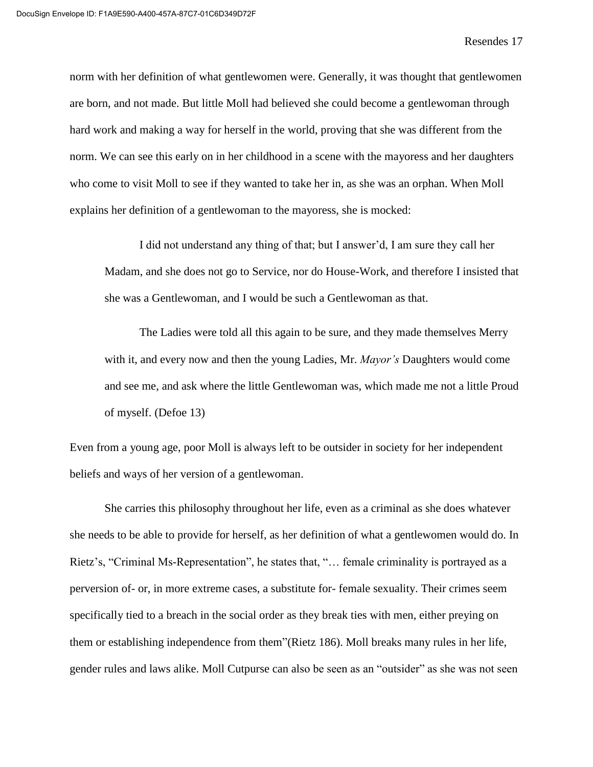norm with her definition of what gentlewomen were. Generally, it was thought that gentlewomen are born, and not made. But little Moll had believed she could become a gentlewoman through hard work and making a way for herself in the world, proving that she was different from the norm. We can see this early on in her childhood in a scene with the mayoress and her daughters who come to visit Moll to see if they wanted to take her in, as she was an orphan. When Moll explains her definition of a gentlewoman to the mayoress, she is mocked:

> I did not understand any thing of that; but I answer'd, I am sure they call her Madam, and she does not go to Service, nor do House-Work, and therefore I insisted that she was a Gentlewoman, and I would be such a Gentlewoman as that.
>
> The Ladies were told all this again to be sure, and they made themselves Merry with it, and every now and then the young Ladies, Mr. *Mayor's* Daughters would come and see me, and ask where the little Gentlewoman was, which made me not a little Proud of myself. (Defoe 13)

Even from a young age, poor Moll is always left to be outsider in society for her independent beliefs and ways of her version of a gentlewoman.

She carries this philosophy throughout her life, even as a criminal as she does whatever she needs to be able to provide for herself, as her definition of what a gentlewomen would do. In Rietz's, "Criminal Ms-Representation", he states that, "… female criminality is portrayed as a perversion of- or, in more extreme cases, a substitute for- female sexuality. Their crimes seem specifically tied to a breach in the social order as they break ties with men, either preying on them or establishing independence from them"(Rietz 186). Moll breaks many rules in her life, gender rules and laws alike. Moll Cutpurse can also be seen as an "outsider" as she was not seen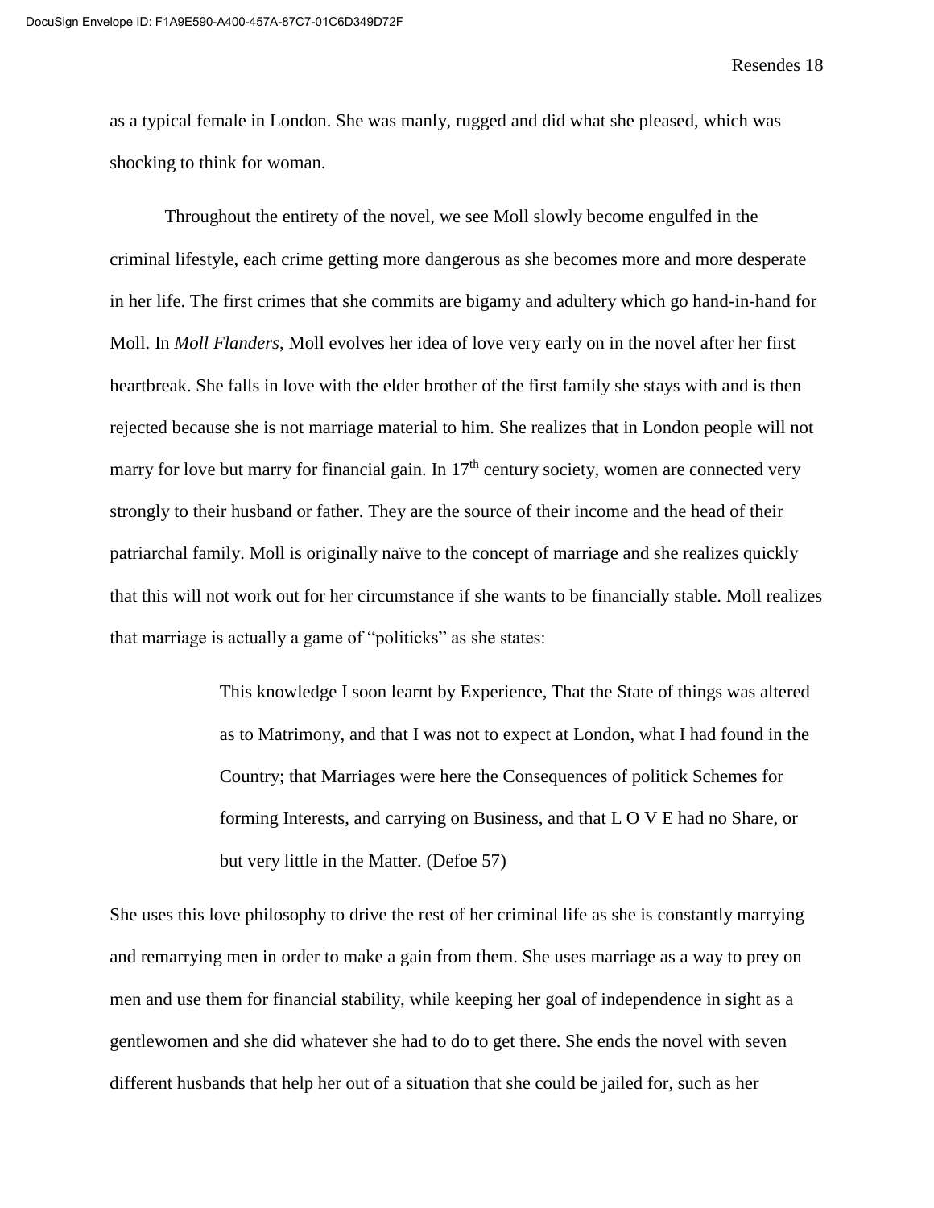as a typical female in London. She was manly, rugged and did what she pleased, which was shocking to think for woman.

Throughout the entirety of the novel, we see Moll slowly become engulfed in the criminal lifestyle, each crime getting more dangerous as she becomes more and more desperate in her life. The first crimes that she commits are bigamy and adultery which go hand-in-hand for Moll. In *Moll Flanders*, Moll evolves her idea of love very early on in the novel after her first heartbreak. She falls in love with the elder brother of the first family she stays with and is then rejected because she is not marriage material to him. She realizes that in London people will not marry for love but marry for financial gain. In 17th century society, women are connected very strongly to their husband or father. They are the source of their income and the head of their patriarchal family. Moll is originally naïve to the concept of marriage and she realizes quickly that this will not work out for her circumstance if she wants to be financially stable. Moll realizes that marriage is actually a game of "politicks" as she states:

> This knowledge I soon learnt by Experience, That the State of things was altered as to Matrimony, and that I was not to expect at London, what I had found in the Country; that Marriages were here the Consequences of politick Schemes for forming Interests, and carrying on Business, and that L O V E had no Share, or but very little in the Matter. (Defoe 57)

She uses this love philosophy to drive the rest of her criminal life as she is constantly marrying and remarrying men in order to make a gain from them. She uses marriage as a way to prey on men and use them for financial stability, while keeping her goal of independence in sight as a gentlewomen and she did whatever she had to do to get there. She ends the novel with seven different husbands that help her out of a situation that she could be jailed for, such as her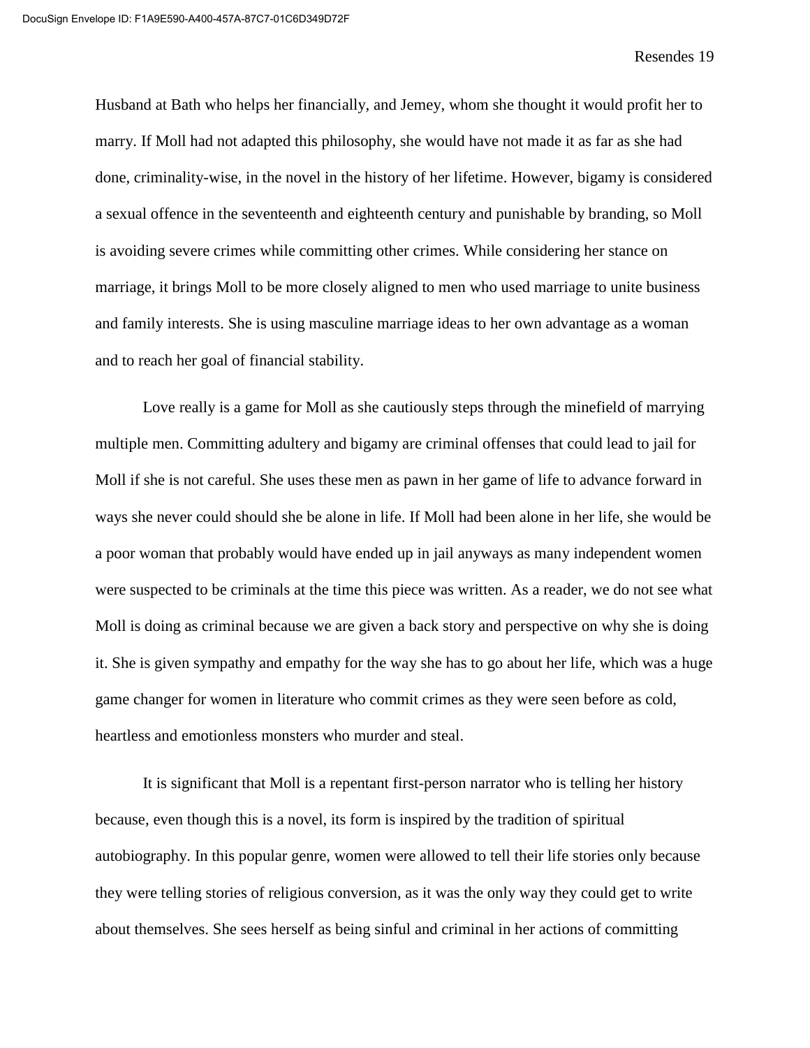Husband at Bath who helps her financially, and Jemey, whom she thought it would profit her to marry. If Moll had not adapted this philosophy, she would have not made it as far as she had done, criminality-wise, in the novel in the history of her lifetime. However, bigamy is considered a sexual offence in the seventeenth and eighteenth century and punishable by branding, so Moll is avoiding severe crimes while committing other crimes. While considering her stance on marriage, it brings Moll to be more closely aligned to men who used marriage to unite business and family interests. She is using masculine marriage ideas to her own advantage as a woman and to reach her goal of financial stability.

Love really is a game for Moll as she cautiously steps through the minefield of marrying multiple men. Committing adultery and bigamy are criminal offenses that could lead to jail for Moll if she is not careful. She uses these men as pawn in her game of life to advance forward in ways she never could should she be alone in life. If Moll had been alone in her life, she would be a poor woman that probably would have ended up in jail anyways as many independent women were suspected to be criminals at the time this piece was written. As a reader, we do not see what Moll is doing as criminal because we are given a back story and perspective on why she is doing it. She is given sympathy and empathy for the way she has to go about her life, which was a huge game changer for women in literature who commit crimes as they were seen before as cold, heartless and emotionless monsters who murder and steal.

It is significant that Moll is a repentant first-person narrator who is telling her history because, even though this is a novel, its form is inspired by the tradition of spiritual autobiography. In this popular genre, women were allowed to tell their life stories only because they were telling stories of religious conversion, as it was the only way they could get to write about themselves. She sees herself as being sinful and criminal in her actions of committing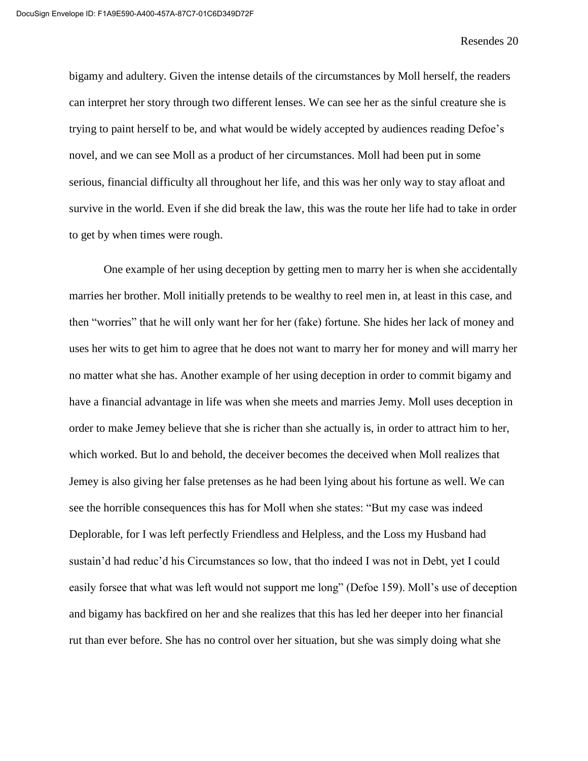bigamy and adultery. Given the intense details of the circumstances by Moll herself, the readers can interpret her story through two different lenses. We can see her as the sinful creature she is trying to paint herself to be, and what would be widely accepted by audiences reading Defoe's novel, and we can see Moll as a product of her circumstances. Moll had been put in some serious, financial difficulty all throughout her life, and this was her only way to stay afloat and survive in the world. Even if she did break the law, this was the route her life had to take in order to get by when times were rough.

One example of her using deception by getting men to marry her is when she accidentally marries her brother. Moll initially pretends to be wealthy to reel men in, at least in this case, and then "worries" that he will only want her for her (fake) fortune. She hides her lack of money and uses her wits to get him to agree that he does not want to marry her for money and will marry her no matter what she has. Another example of her using deception in order to commit bigamy and have a financial advantage in life was when she meets and marries Jemy. Moll uses deception in order to make Jemey believe that she is richer than she actually is, in order to attract him to her, which worked. But lo and behold, the deceiver becomes the deceived when Moll realizes that Jemey is also giving her false pretenses as he had been lying about his fortune as well. We can see the horrible consequences this has for Moll when she states: "But my case was indeed Deplorable, for I was left perfectly Friendless and Helpless, and the Loss my Husband had sustain'd had reduc'd his Circumstances so low, that tho indeed I was not in Debt, yet I could easily forsee that what was left would not support me long" (Defoe 159). Moll's use of deception and bigamy has backfired on her and she realizes that this has led her deeper into her financial rut than ever before. She has no control over her situation, but she was simply doing what she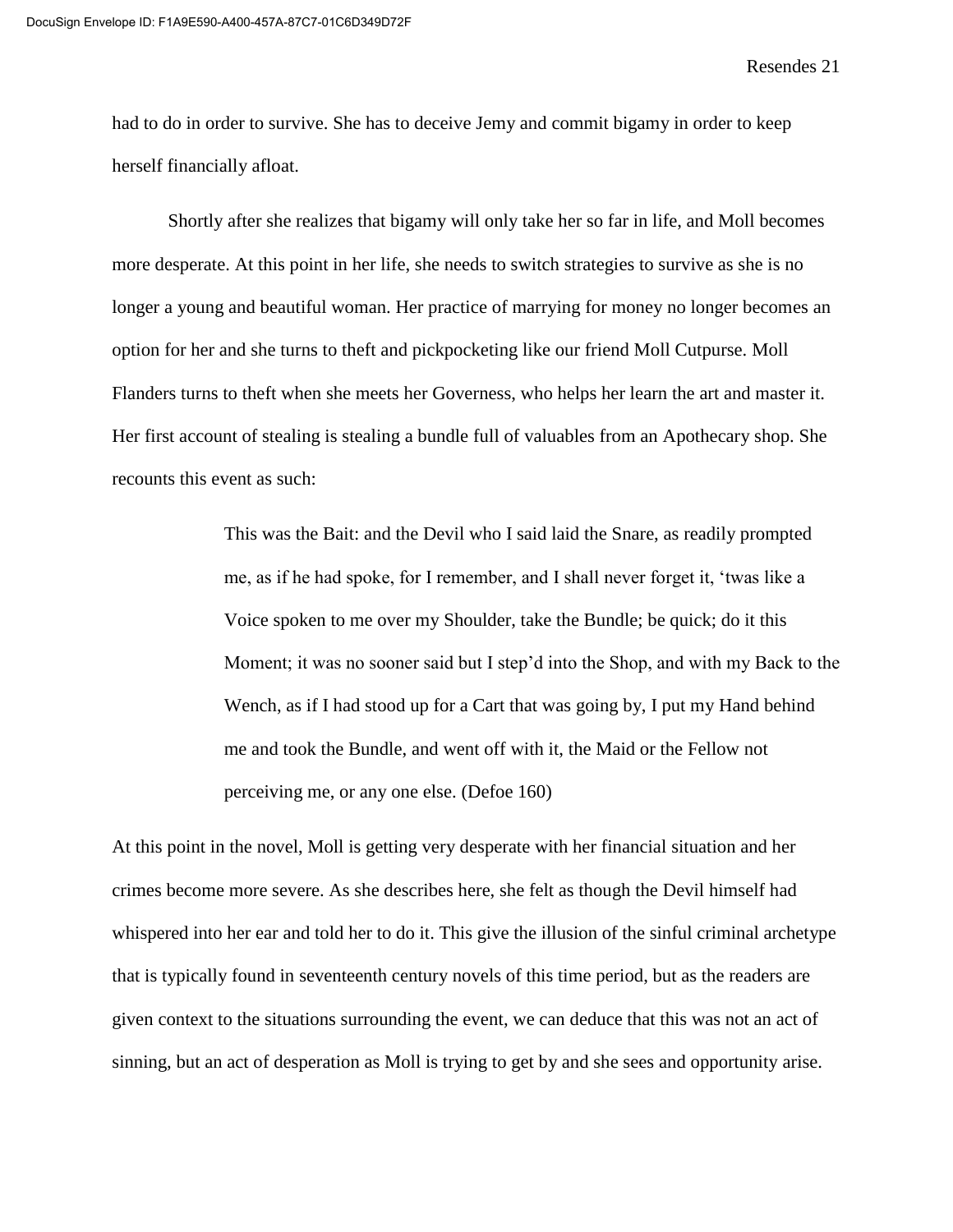had to do in order to survive. She has to deceive Jemy and commit bigamy in order to keep herself financially afloat.

Shortly after she realizes that bigamy will only take her so far in life, and Moll becomes more desperate. At this point in her life, she needs to switch strategies to survive as she is no longer a young and beautiful woman. Her practice of marrying for money no longer becomes an option for her and she turns to theft and pickpocketing like our friend Moll Cutpurse. Moll Flanders turns to theft when she meets her Governess, who helps her learn the art and master it. Her first account of stealing is stealing a bundle full of valuables from an Apothecary shop. She recounts this event as such:

> This was the Bait: and the Devil who I said laid the Snare, as readily prompted me, as if he had spoke, for I remember, and I shall never forget it, 'twas like a Voice spoken to me over my Shoulder, take the Bundle; be quick; do it this Moment; it was no sooner said but I step'd into the Shop, and with my Back to the Wench, as if I had stood up for a Cart that was going by, I put my Hand behind me and took the Bundle, and went off with it, the Maid or the Fellow not perceiving me, or any one else. (Defoe 160)

At this point in the novel, Moll is getting very desperate with her financial situation and her crimes become more severe. As she describes here, she felt as though the Devil himself had whispered into her ear and told her to do it. This give the illusion of the sinful criminal archetype that is typically found in seventeenth century novels of this time period, but as the readers are given context to the situations surrounding the event, we can deduce that this was not an act of sinning, but an act of desperation as Moll is trying to get by and she sees and opportunity arise.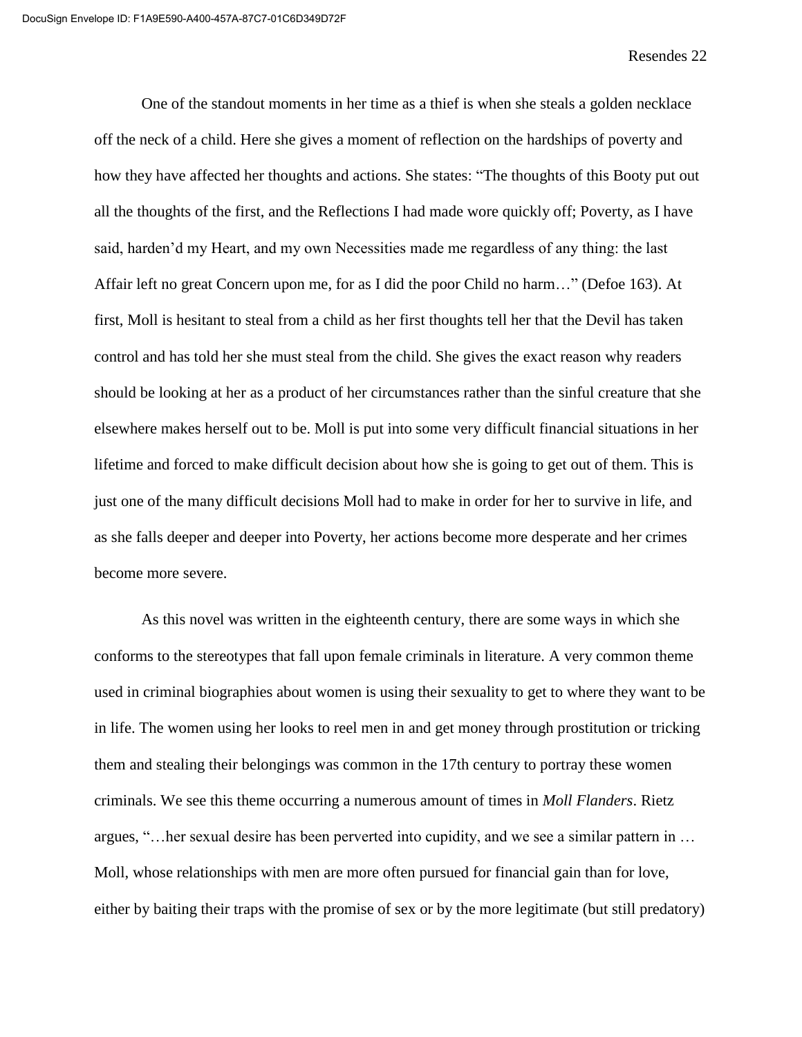One of the standout moments in her time as a thief is when she steals a golden necklace off the neck of a child. Here she gives a moment of reflection on the hardships of poverty and how they have affected her thoughts and actions. She states: "The thoughts of this Booty put out all the thoughts of the first, and the Reflections I had made wore quickly off; Poverty, as I have said, harden'd my Heart, and my own Necessities made me regardless of any thing: the last Affair left no great Concern upon me, for as I did the poor Child no harm…" (Defoe 163). At first, Moll is hesitant to steal from a child as her first thoughts tell her that the Devil has taken control and has told her she must steal from the child. She gives the exact reason why readers should be looking at her as a product of her circumstances rather than the sinful creature that she elsewhere makes herself out to be. Moll is put into some very difficult financial situations in her lifetime and forced to make difficult decision about how she is going to get out of them. This is just one of the many difficult decisions Moll had to make in order for her to survive in life, and as she falls deeper and deeper into Poverty, her actions become more desperate and her crimes become more severe.

As this novel was written in the eighteenth century, there are some ways in which she conforms to the stereotypes that fall upon female criminals in literature. A very common theme used in criminal biographies about women is using their sexuality to get to where they want to be in life. The women using her looks to reel men in and get money through prostitution or tricking them and stealing their belongings was common in the 17th century to portray these women criminals. We see this theme occurring a numerous amount of times in *Moll Flanders*. Rietz argues, "…her sexual desire has been perverted into cupidity, and we see a similar pattern in … Moll, whose relationships with men are more often pursued for financial gain than for love, either by baiting their traps with the promise of sex or by the more legitimate (but still predatory)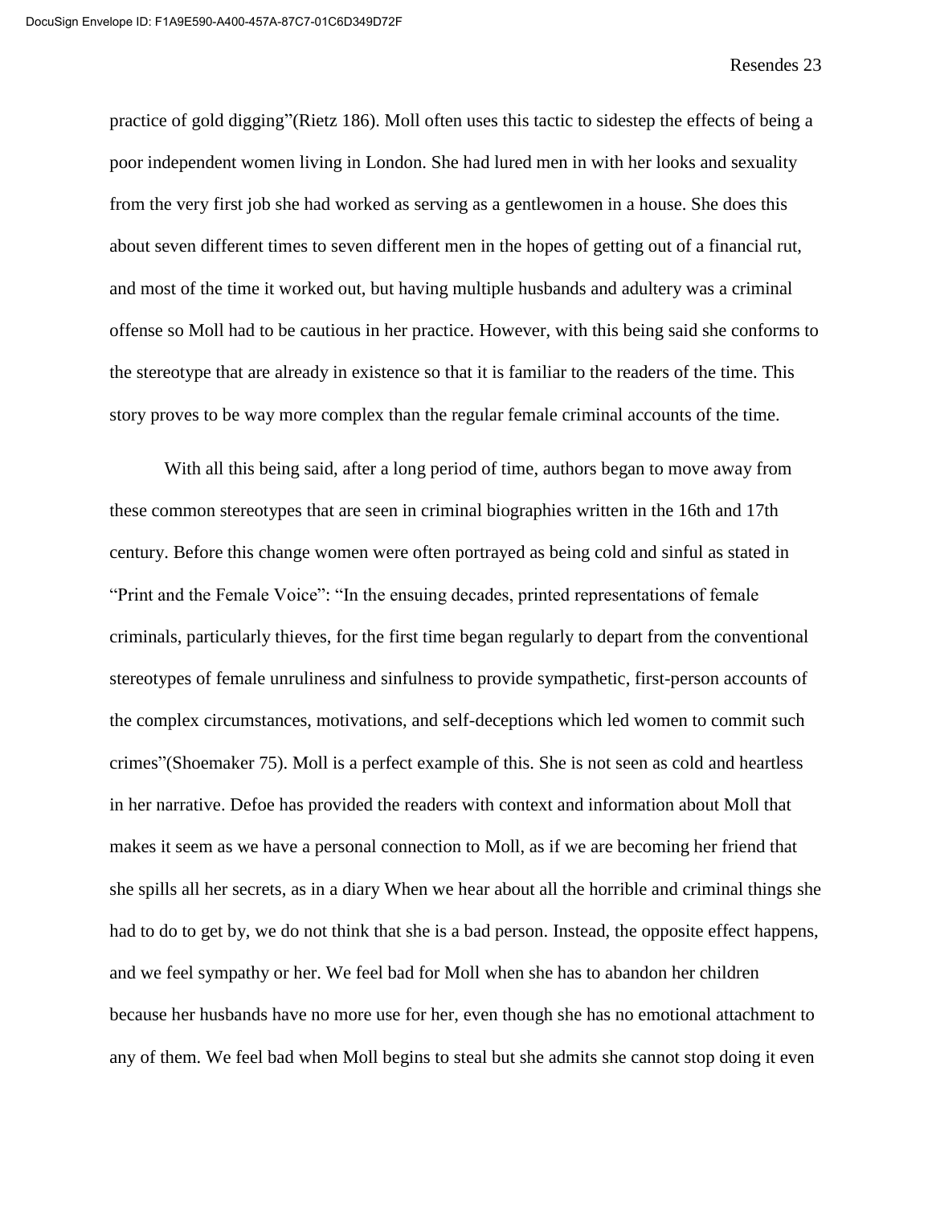practice of gold digging"(Rietz 186). Moll often uses this tactic to sidestep the effects of being a poor independent women living in London. She had lured men in with her looks and sexuality from the very first job she had worked as serving as a gentlewomen in a house. She does this about seven different times to seven different men in the hopes of getting out of a financial rut, and most of the time it worked out, but having multiple husbands and adultery was a criminal offense so Moll had to be cautious in her practice. However, with this being said she conforms to the stereotype that are already in existence so that it is familiar to the readers of the time. This story proves to be way more complex than the regular female criminal accounts of the time.

With all this being said, after a long period of time, authors began to move away from these common stereotypes that are seen in criminal biographies written in the 16th and 17th century. Before this change women were often portrayed as being cold and sinful as stated in "Print and the Female Voice": "In the ensuing decades, printed representations of female criminals, particularly thieves, for the first time began regularly to depart from the conventional stereotypes of female unruliness and sinfulness to provide sympathetic, first-person accounts of the complex circumstances, motivations, and self-deceptions which led women to commit such crimes"(Shoemaker 75). Moll is a perfect example of this. She is not seen as cold and heartless in her narrative. Defoe has provided the readers with context and information about Moll that makes it seem as we have a personal connection to Moll, as if we are becoming her friend that she spills all her secrets, as in a diary When we hear about all the horrible and criminal things she had to do to get by, we do not think that she is a bad person. Instead, the opposite effect happens, and we feel sympathy or her. We feel bad for Moll when she has to abandon her children because her husbands have no more use for her, even though she has no emotional attachment to any of them. We feel bad when Moll begins to steal but she admits she cannot stop doing it even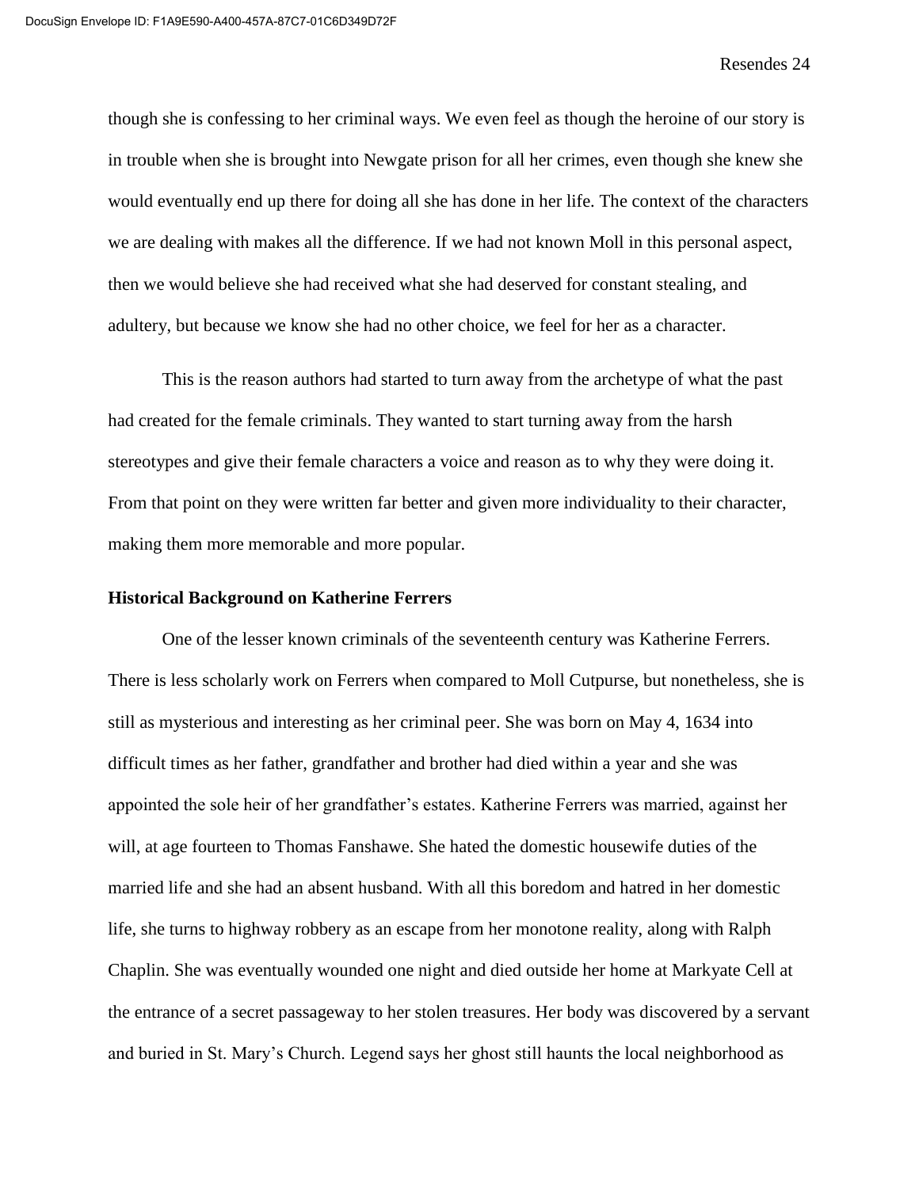though she is confessing to her criminal ways. We even feel as though the heroine of our story is in trouble when she is brought into Newgate prison for all her crimes, even though she knew she would eventually end up there for doing all she has done in her life. The context of the characters we are dealing with makes all the difference. If we had not known Moll in this personal aspect, then we would believe she had received what she had deserved for constant stealing, and adultery, but because we know she had no other choice, we feel for her as a character.

This is the reason authors had started to turn away from the archetype of what the past had created for the female criminals. They wanted to start turning away from the harsh stereotypes and give their female characters a voice and reason as to why they were doing it. From that point on they were written far better and given more individuality to their character, making them more memorable and more popular.

**Historical Background on Katherine Ferrers**

One of the lesser known criminals of the seventeenth century was Katherine Ferrers. There is less scholarly work on Ferrers when compared to Moll Cutpurse, but nonetheless, she is still as mysterious and interesting as her criminal peer. She was born on May 4, 1634 into difficult times as her father, grandfather and brother had died within a year and she was appointed the sole heir of her grandfather's estates. Katherine Ferrers was married, against her will, at age fourteen to Thomas Fanshawe. She hated the domestic housewife duties of the married life and she had an absent husband. With all this boredom and hatred in her domestic life, she turns to highway robbery as an escape from her monotone reality, along with Ralph Chaplin. She was eventually wounded one night and died outside her home at Markyate Cell at the entrance of a secret passageway to her stolen treasures. Her body was discovered by a servant and buried in St. Mary's Church. Legend says her ghost still haunts the local neighborhood as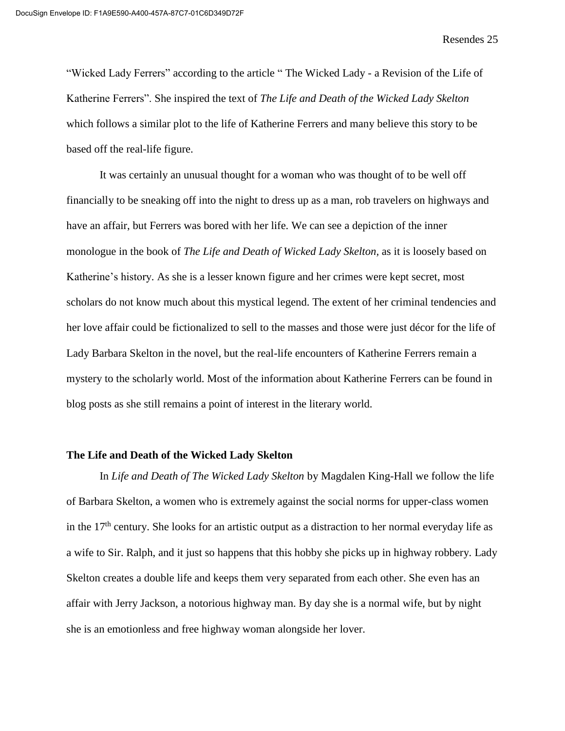"Wicked Lady Ferrers" according to the article " The Wicked Lady - a Revision of the Life of Katherine Ferrers". She inspired the text of *The Life and Death of the Wicked Lady Skelton* which follows a similar plot to the life of Katherine Ferrers and many believe this story to be based off the real-life figure.

It was certainly an unusual thought for a woman who was thought of to be well off financially to be sneaking off into the night to dress up as a man, rob travelers on highways and have an affair, but Ferrers was bored with her life. We can see a depiction of the inner monologue in the book of *The Life and Death of Wicked Lady Skelton,* as it is loosely based on Katherine's history. As she is a lesser known figure and her crimes were kept secret, most scholars do not know much about this mystical legend. The extent of her criminal tendencies and her love affair could be fictionalized to sell to the masses and those were just décor for the life of Lady Barbara Skelton in the novel, but the real-life encounters of Katherine Ferrers remain a mystery to the scholarly world. Most of the information about Katherine Ferrers can be found in blog posts as she still remains a point of interest in the literary world.

**The Life and Death of the Wicked Lady Skelton**

In *Life and Death of The Wicked Lady Skelton* by Magdalen King-Hall we follow the life of Barbara Skelton, a women who is extremely against the social norms for upper-class women in the 17th century. She looks for an artistic output as a distraction to her normal everyday life as a wife to Sir. Ralph, and it just so happens that this hobby she picks up in highway robbery. Lady Skelton creates a double life and keeps them very separated from each other. She even has an affair with Jerry Jackson, a notorious highway man. By day she is a normal wife, but by night she is an emotionless and free highway woman alongside her lover.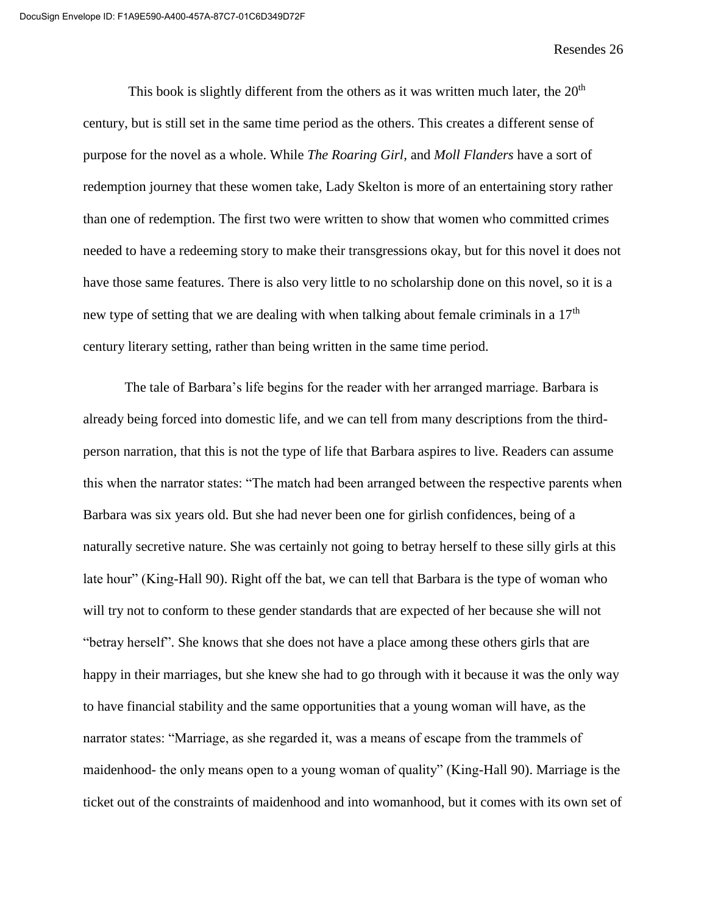This book is slightly different from the others as it was written much later, the 20th century, but is still set in the same time period as the others. This creates a different sense of purpose for the novel as a whole. While *The Roaring Girl,* and *Moll Flanders* have a sort of redemption journey that these women take, Lady Skelton is more of an entertaining story rather than one of redemption. The first two were written to show that women who committed crimes needed to have a redeeming story to make their transgressions okay, but for this novel it does not have those same features. There is also very little to no scholarship done on this novel, so it is a new type of setting that we are dealing with when talking about female criminals in a 17th century literary setting, rather than being written in the same time period.

The tale of Barbara's life begins for the reader with her arranged marriage. Barbara is already being forced into domestic life, and we can tell from many descriptions from the third-person narration, that this is not the type of life that Barbara aspires to live. Readers can assume this when the narrator states: "The match had been arranged between the respective parents when Barbara was six years old. But she had never been one for girlish confidences, being of a naturally secretive nature. She was certainly not going to betray herself to these silly girls at this late hour" (King-Hall 90). Right off the bat, we can tell that Barbara is the type of woman who will try not to conform to these gender standards that are expected of her because she will not "betray herself". She knows that she does not have a place among these others girls that are happy in their marriages, but she knew she had to go through with it because it was the only way to have financial stability and the same opportunities that a young woman will have, as the narrator states: "Marriage, as she regarded it, was a means of escape from the trammels of maidenhood- the only means open to a young woman of quality" (King-Hall 90). Marriage is the ticket out of the constraints of maidenhood and into womanhood, but it comes with its own set of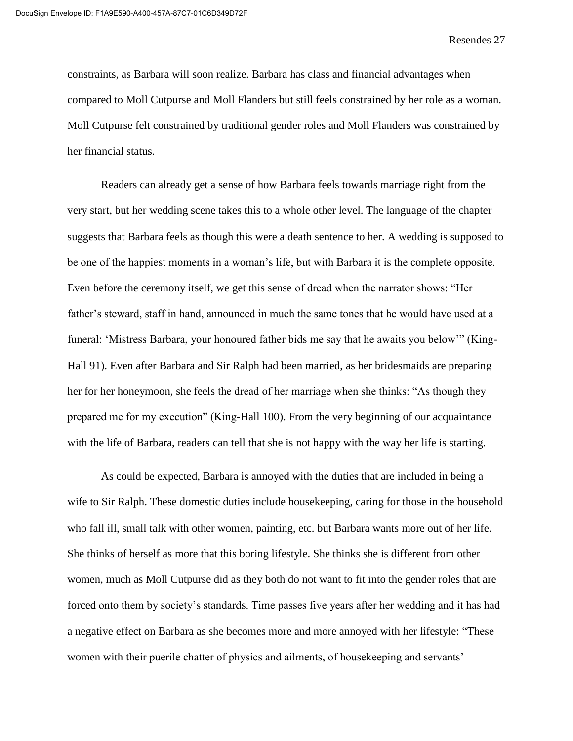constraints, as Barbara will soon realize. Barbara has class and financial advantages when compared to Moll Cutpurse and Moll Flanders but still feels constrained by her role as a woman. Moll Cutpurse felt constrained by traditional gender roles and Moll Flanders was constrained by her financial status.

Readers can already get a sense of how Barbara feels towards marriage right from the very start, but her wedding scene takes this to a whole other level. The language of the chapter suggests that Barbara feels as though this were a death sentence to her. A wedding is supposed to be one of the happiest moments in a woman's life, but with Barbara it is the complete opposite. Even before the ceremony itself, we get this sense of dread when the narrator shows: "Her father's steward, staff in hand, announced in much the same tones that he would have used at a funeral: 'Mistress Barbara, your honoured father bids me say that he awaits you below'" (King-Hall 91). Even after Barbara and Sir Ralph had been married, as her bridesmaids are preparing her for her honeymoon, she feels the dread of her marriage when she thinks: "As though they prepared me for my execution" (King-Hall 100). From the very beginning of our acquaintance with the life of Barbara, readers can tell that she is not happy with the way her life is starting.

As could be expected, Barbara is annoyed with the duties that are included in being a wife to Sir Ralph. These domestic duties include housekeeping, caring for those in the household who fall ill, small talk with other women, painting, etc. but Barbara wants more out of her life. She thinks of herself as more that this boring lifestyle. She thinks she is different from other women, much as Moll Cutpurse did as they both do not want to fit into the gender roles that are forced onto them by society's standards. Time passes five years after her wedding and it has had a negative effect on Barbara as she becomes more and more annoyed with her lifestyle: "These women with their puerile chatter of physics and ailments, of housekeeping and servants'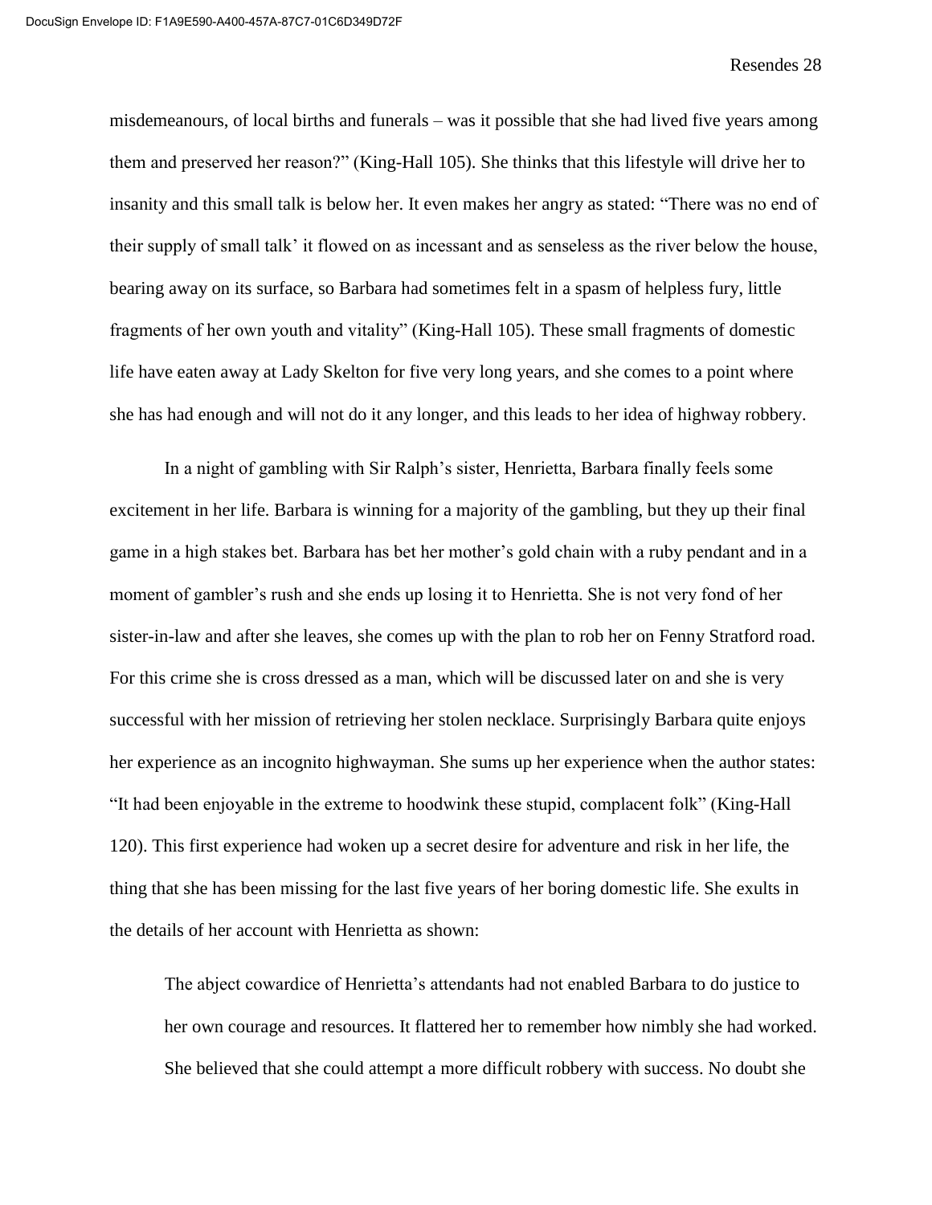misdemeanours, of local births and funerals – was it possible that she had lived five years among them and preserved her reason?" (King-Hall 105). She thinks that this lifestyle will drive her to insanity and this small talk is below her. It even makes her angry as stated: "There was no end of their supply of small talk' it flowed on as incessant and as senseless as the river below the house, bearing away on its surface, so Barbara had sometimes felt in a spasm of helpless fury, little fragments of her own youth and vitality" (King-Hall 105). These small fragments of domestic life have eaten away at Lady Skelton for five very long years, and she comes to a point where she has had enough and will not do it any longer, and this leads to her idea of highway robbery.

In a night of gambling with Sir Ralph's sister, Henrietta, Barbara finally feels some excitement in her life. Barbara is winning for a majority of the gambling, but they up their final game in a high stakes bet. Barbara has bet her mother's gold chain with a ruby pendant and in a moment of gambler's rush and she ends up losing it to Henrietta. She is not very fond of her sister-in-law and after she leaves, she comes up with the plan to rob her on Fenny Stratford road. For this crime she is cross dressed as a man, which will be discussed later on and she is very successful with her mission of retrieving her stolen necklace. Surprisingly Barbara quite enjoys her experience as an incognito highwayman. She sums up her experience when the author states: "It had been enjoyable in the extreme to hoodwink these stupid, complacent folk" (King-Hall 120). This first experience had woken up a secret desire for adventure and risk in her life, the thing that she has been missing for the last five years of her boring domestic life. She exults in the details of her account with Henrietta as shown:

> The abject cowardice of Henrietta's attendants had not enabled Barbara to do justice to her own courage and resources. It flattered her to remember how nimbly she had worked. She believed that she could attempt a more difficult robbery with success. No doubt she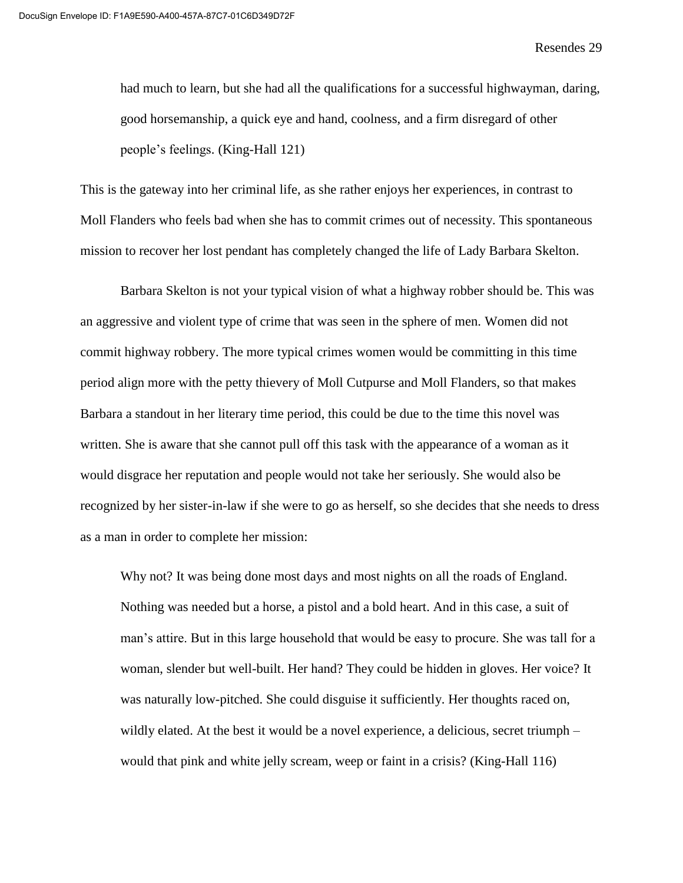> had much to learn, but she had all the qualifications for a successful highwayman, daring, good horsemanship, a quick eye and hand, coolness, and a firm disregard of other people's feelings. (King-Hall 121)

This is the gateway into her criminal life, as she rather enjoys her experiences, in contrast to Moll Flanders who feels bad when she has to commit crimes out of necessity. This spontaneous mission to recover her lost pendant has completely changed the life of Lady Barbara Skelton.

Barbara Skelton is not your typical vision of what a highway robber should be. This was an aggressive and violent type of crime that was seen in the sphere of men. Women did not commit highway robbery. The more typical crimes women would be committing in this time period align more with the petty thievery of Moll Cutpurse and Moll Flanders, so that makes Barbara a standout in her literary time period, this could be due to the time this novel was written. She is aware that she cannot pull off this task with the appearance of a woman as it would disgrace her reputation and people would not take her seriously. She would also be recognized by her sister-in-law if she were to go as herself, so she decides that she needs to dress as a man in order to complete her mission:

> Why not? It was being done most days and most nights on all the roads of England. Nothing was needed but a horse, a pistol and a bold heart. And in this case, a suit of man's attire. But in this large household that would be easy to procure. She was tall for a woman, slender but well-built. Her hand? They could be hidden in gloves. Her voice? It was naturally low-pitched. She could disguise it sufficiently. Her thoughts raced on, wildly elated. At the best it would be a novel experience, a delicious, secret triumph – would that pink and white jelly scream, weep or faint in a crisis? (King-Hall 116)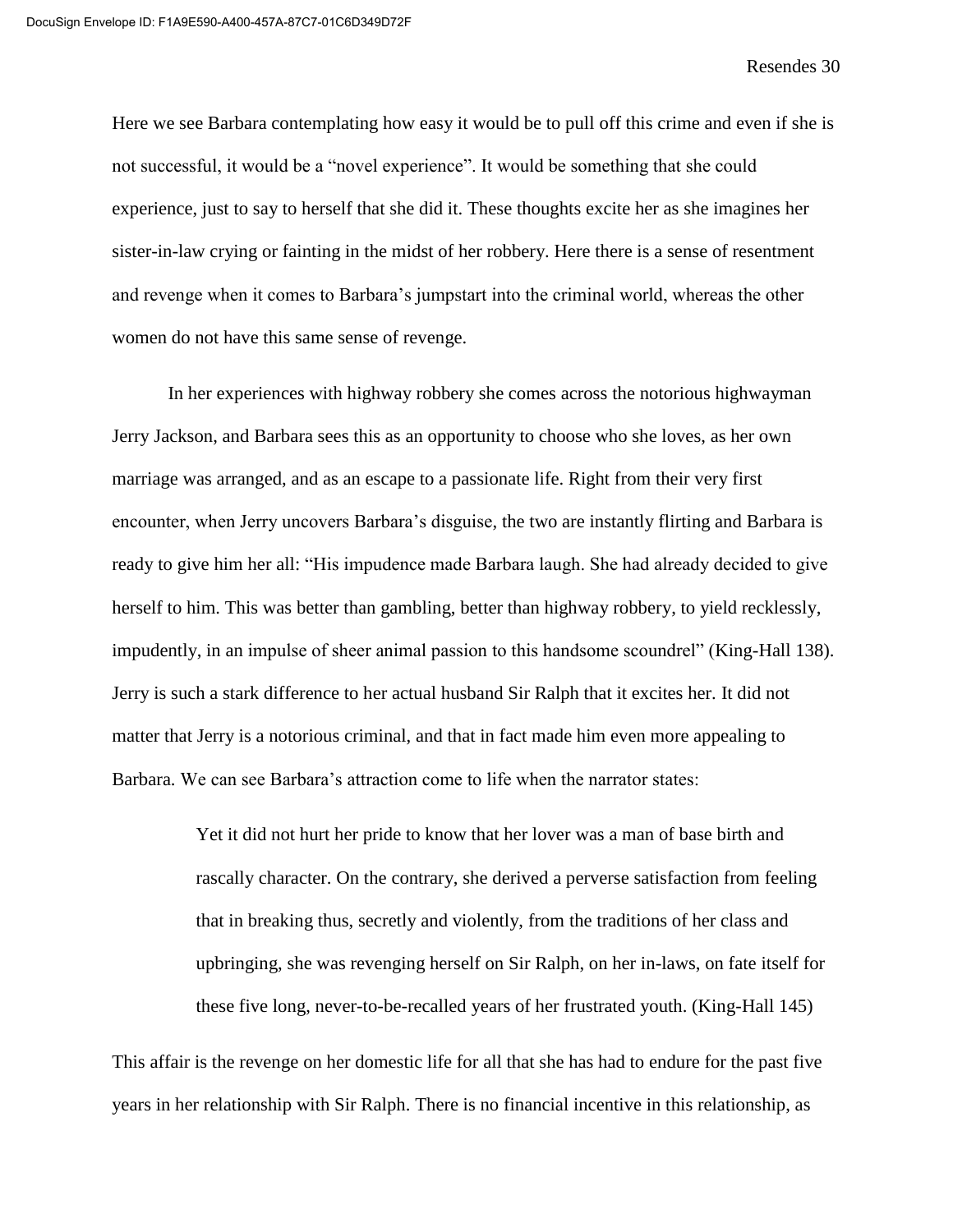Here we see Barbara contemplating how easy it would be to pull off this crime and even if she is not successful, it would be a "novel experience". It would be something that she could experience, just to say to herself that she did it. These thoughts excite her as she imagines her sister-in-law crying or fainting in the midst of her robbery. Here there is a sense of resentment and revenge when it comes to Barbara's jumpstart into the criminal world, whereas the other women do not have this same sense of revenge.

In her experiences with highway robbery she comes across the notorious highwayman Jerry Jackson, and Barbara sees this as an opportunity to choose who she loves, as her own marriage was arranged, and as an escape to a passionate life. Right from their very first encounter, when Jerry uncovers Barbara's disguise, the two are instantly flirting and Barbara is ready to give him her all: "His impudence made Barbara laugh. She had already decided to give herself to him. This was better than gambling, better than highway robbery, to yield recklessly, impudently, in an impulse of sheer animal passion to this handsome scoundrel" (King-Hall 138). Jerry is such a stark difference to her actual husband Sir Ralph that it excites her. It did not matter that Jerry is a notorious criminal, and that in fact made him even more appealing to Barbara. We can see Barbara's attraction come to life when the narrator states:

> Yet it did not hurt her pride to know that her lover was a man of base birth and rascally character. On the contrary, she derived a perverse satisfaction from feeling that in breaking thus, secretly and violently, from the traditions of her class and upbringing, she was revenging herself on Sir Ralph, on her in-laws, on fate itself for these five long, never-to-be-recalled years of her frustrated youth. (King-Hall 145)

This affair is the revenge on her domestic life for all that she has had to endure for the past five years in her relationship with Sir Ralph. There is no financial incentive in this relationship, as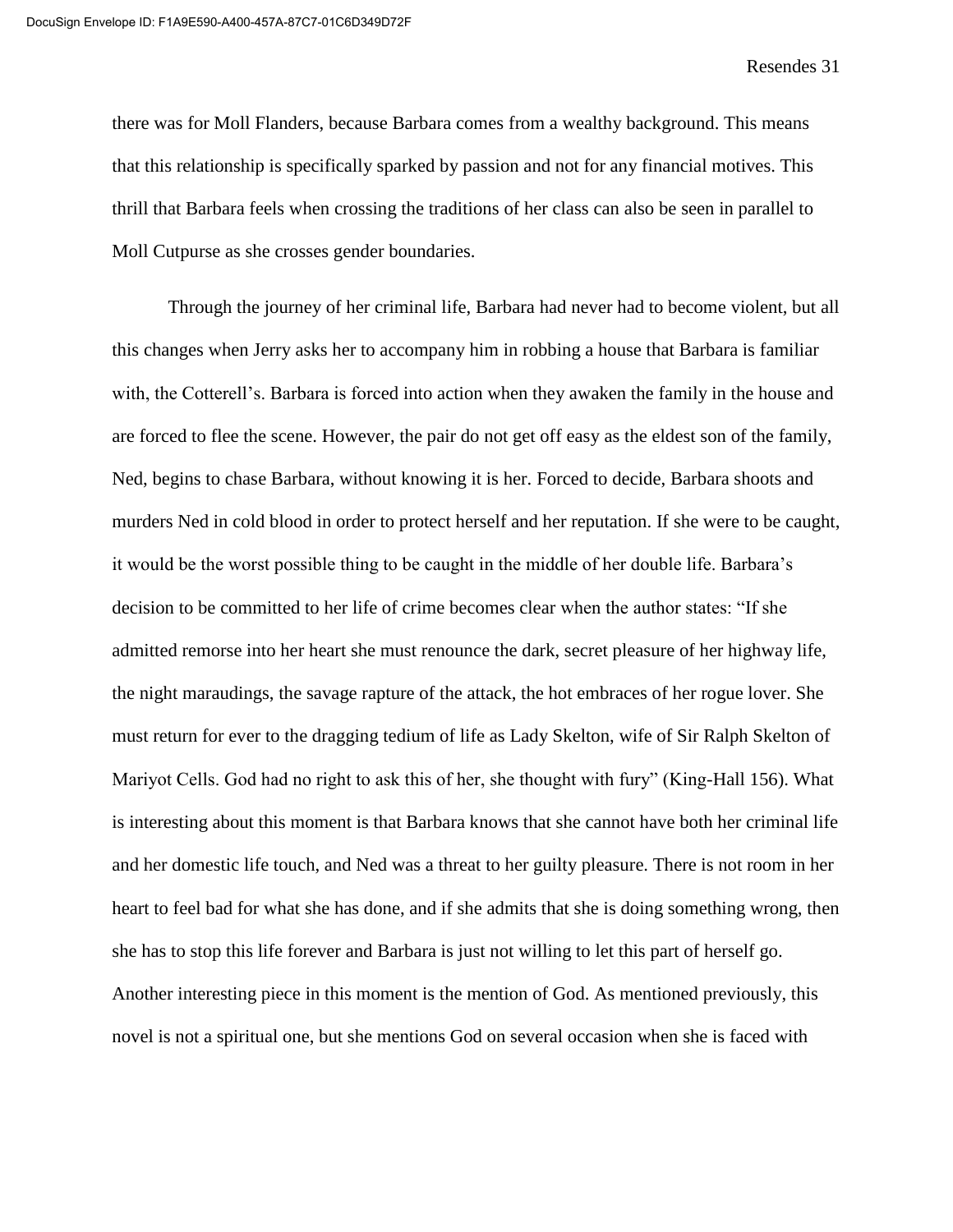there was for Moll Flanders, because Barbara comes from a wealthy background. This means that this relationship is specifically sparked by passion and not for any financial motives. This thrill that Barbara feels when crossing the traditions of her class can also be seen in parallel to Moll Cutpurse as she crosses gender boundaries.

Through the journey of her criminal life, Barbara had never had to become violent, but all this changes when Jerry asks her to accompany him in robbing a house that Barbara is familiar with, the Cotterell's. Barbara is forced into action when they awaken the family in the house and are forced to flee the scene. However, the pair do not get off easy as the eldest son of the family, Ned, begins to chase Barbara, without knowing it is her. Forced to decide, Barbara shoots and murders Ned in cold blood in order to protect herself and her reputation. If she were to be caught, it would be the worst possible thing to be caught in the middle of her double life. Barbara's decision to be committed to her life of crime becomes clear when the author states: "If she admitted remorse into her heart she must renounce the dark, secret pleasure of her highway life, the night maraudings, the savage rapture of the attack, the hot embraces of her rogue lover. She must return for ever to the dragging tedium of life as Lady Skelton, wife of Sir Ralph Skelton of Mariyot Cells. God had no right to ask this of her, she thought with fury" (King-Hall 156). What is interesting about this moment is that Barbara knows that she cannot have both her criminal life and her domestic life touch, and Ned was a threat to her guilty pleasure. There is not room in her heart to feel bad for what she has done, and if she admits that she is doing something wrong, then she has to stop this life forever and Barbara is just not willing to let this part of herself go. Another interesting piece in this moment is the mention of God. As mentioned previously, this novel is not a spiritual one, but she mentions God on several occasion when she is faced with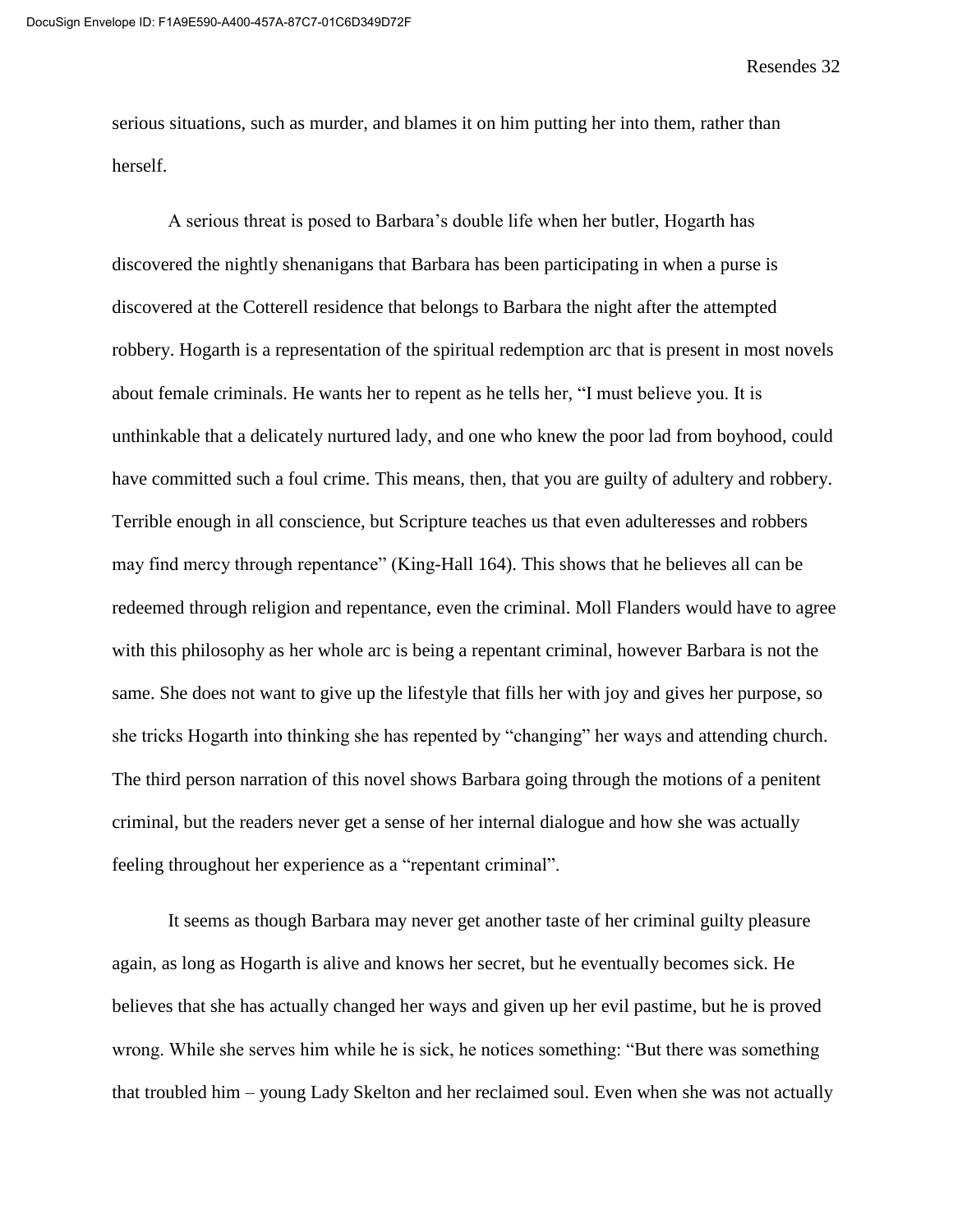serious situations, such as murder, and blames it on him putting her into them, rather than herself.

A serious threat is posed to Barbara's double life when her butler, Hogarth has discovered the nightly shenanigans that Barbara has been participating in when a purse is discovered at the Cotterell residence that belongs to Barbara the night after the attempted robbery. Hogarth is a representation of the spiritual redemption arc that is present in most novels about female criminals. He wants her to repent as he tells her, "I must believe you. It is unthinkable that a delicately nurtured lady, and one who knew the poor lad from boyhood, could have committed such a foul crime. This means, then, that you are guilty of adultery and robbery. Terrible enough in all conscience, but Scripture teaches us that even adulteresses and robbers may find mercy through repentance" (King-Hall 164). This shows that he believes all can be redeemed through religion and repentance, even the criminal. Moll Flanders would have to agree with this philosophy as her whole arc is being a repentant criminal, however Barbara is not the same. She does not want to give up the lifestyle that fills her with joy and gives her purpose, so she tricks Hogarth into thinking she has repented by "changing" her ways and attending church. The third person narration of this novel shows Barbara going through the motions of a penitent criminal, but the readers never get a sense of her internal dialogue and how she was actually feeling throughout her experience as a "repentant criminal".

It seems as though Barbara may never get another taste of her criminal guilty pleasure again, as long as Hogarth is alive and knows her secret, but he eventually becomes sick. He believes that she has actually changed her ways and given up her evil pastime, but he is proved wrong. While she serves him while he is sick, he notices something: "But there was something that troubled him – young Lady Skelton and her reclaimed soul. Even when she was not actually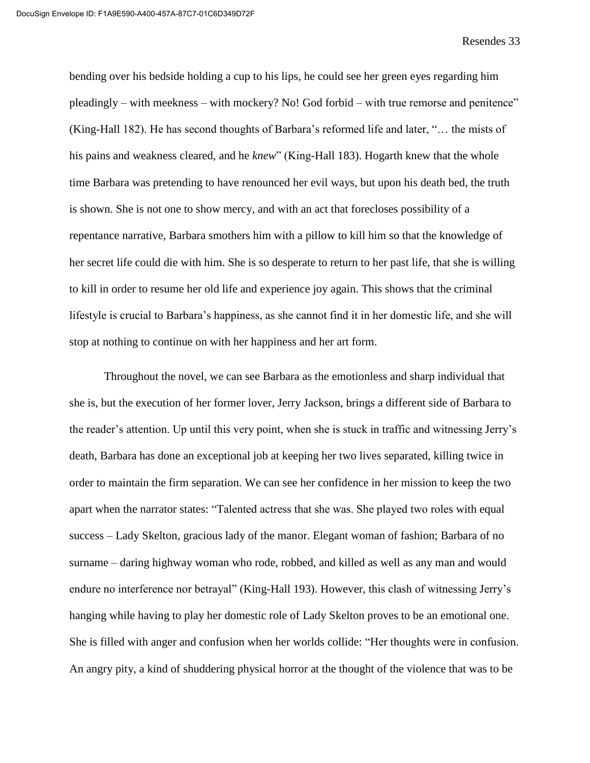bending over his bedside holding a cup to his lips, he could see her green eyes regarding him pleadingly – with meekness – with mockery? No! God forbid – with true remorse and penitence" (King-Hall 182). He has second thoughts of Barbara's reformed life and later, "… the mists of his pains and weakness cleared, and he *knew*" (King-Hall 183). Hogarth knew that the whole time Barbara was pretending to have renounced her evil ways, but upon his death bed, the truth is shown. She is not one to show mercy, and with an act that forecloses possibility of a repentance narrative, Barbara smothers him with a pillow to kill him so that the knowledge of her secret life could die with him. She is so desperate to return to her past life, that she is willing to kill in order to resume her old life and experience joy again. This shows that the criminal lifestyle is crucial to Barbara's happiness, as she cannot find it in her domestic life, and she will stop at nothing to continue on with her happiness and her art form.

Throughout the novel, we can see Barbara as the emotionless and sharp individual that she is, but the execution of her former lover, Jerry Jackson, brings a different side of Barbara to the reader's attention. Up until this very point, when she is stuck in traffic and witnessing Jerry's death, Barbara has done an exceptional job at keeping her two lives separated, killing twice in order to maintain the firm separation. We can see her confidence in her mission to keep the two apart when the narrator states: "Talented actress that she was. She played two roles with equal success – Lady Skelton, gracious lady of the manor. Elegant woman of fashion; Barbara of no surname – daring highway woman who rode, robbed, and killed as well as any man and would endure no interference nor betrayal" (King-Hall 193). However, this clash of witnessing Jerry's hanging while having to play her domestic role of Lady Skelton proves to be an emotional one. She is filled with anger and confusion when her worlds collide: "Her thoughts were in confusion. An angry pity, a kind of shuddering physical horror at the thought of the violence that was to be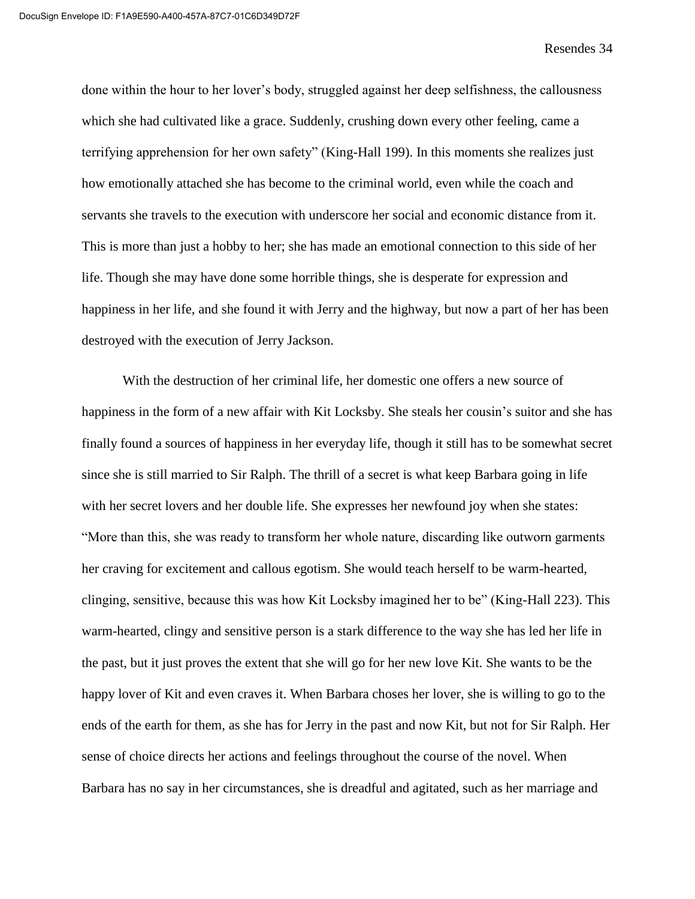done within the hour to her lover's body, struggled against her deep selfishness, the callousness which she had cultivated like a grace. Suddenly, crushing down every other feeling, came a terrifying apprehension for her own safety" (King-Hall 199). In this moments she realizes just how emotionally attached she has become to the criminal world, even while the coach and servants she travels to the execution with underscore her social and economic distance from it. This is more than just a hobby to her; she has made an emotional connection to this side of her life. Though she may have done some horrible things, she is desperate for expression and happiness in her life, and she found it with Jerry and the highway, but now a part of her has been destroyed with the execution of Jerry Jackson.

With the destruction of her criminal life, her domestic one offers a new source of happiness in the form of a new affair with Kit Locksby. She steals her cousin's suitor and she has finally found a sources of happiness in her everyday life, though it still has to be somewhat secret since she is still married to Sir Ralph. The thrill of a secret is what keep Barbara going in life with her secret lovers and her double life. She expresses her newfound joy when she states: "More than this, she was ready to transform her whole nature, discarding like outworn garments her craving for excitement and callous egotism. She would teach herself to be warm-hearted, clinging, sensitive, because this was how Kit Locksby imagined her to be" (King-Hall 223). This warm-hearted, clingy and sensitive person is a stark difference to the way she has led her life in the past, but it just proves the extent that she will go for her new love Kit. She wants to be the happy lover of Kit and even craves it. When Barbara choses her lover, she is willing to go to the ends of the earth for them, as she has for Jerry in the past and now Kit, but not for Sir Ralph. Her sense of choice directs her actions and feelings throughout the course of the novel. When Barbara has no say in her circumstances, she is dreadful and agitated, such as her marriage and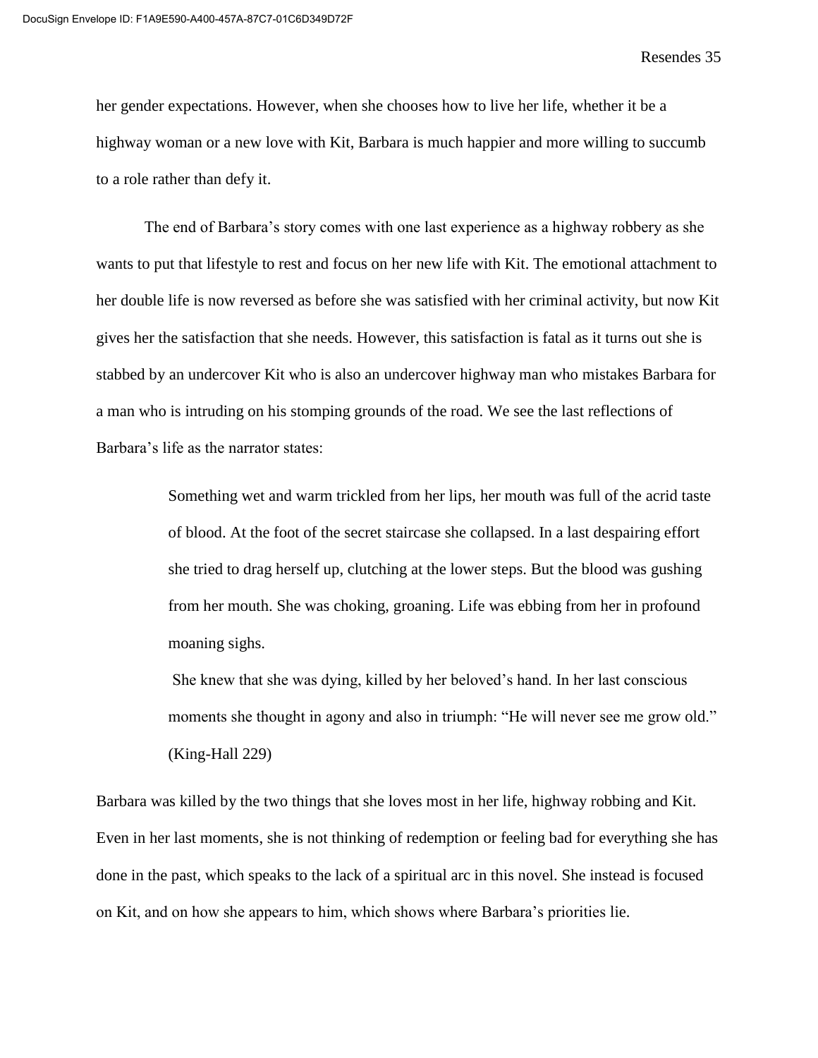her gender expectations. However, when she chooses how to live her life, whether it be a highway woman or a new love with Kit, Barbara is much happier and more willing to succumb to a role rather than defy it.

The end of Barbara's story comes with one last experience as a highway robbery as she wants to put that lifestyle to rest and focus on her new life with Kit. The emotional attachment to her double life is now reversed as before she was satisfied with her criminal activity, but now Kit gives her the satisfaction that she needs. However, this satisfaction is fatal as it turns out she is stabbed by an undercover Kit who is also an undercover highway man who mistakes Barbara for a man who is intruding on his stomping grounds of the road. We see the last reflections of Barbara's life as the narrator states:

> Something wet and warm trickled from her lips, her mouth was full of the acrid taste of blood. At the foot of the secret staircase she collapsed. In a last despairing effort she tried to drag herself up, clutching at the lower steps. But the blood was gushing from her mouth. She was choking, groaning. Life was ebbing from her in profound moaning sighs.
>
> She knew that she was dying, killed by her beloved's hand. In her last conscious moments she thought in agony and also in triumph: "He will never see me grow old." (King-Hall 229)

Barbara was killed by the two things that she loves most in her life, highway robbing and Kit. Even in her last moments, she is not thinking of redemption or feeling bad for everything she has done in the past, which speaks to the lack of a spiritual arc in this novel. She instead is focused on Kit, and on how she appears to him, which shows where Barbara's priorities lie.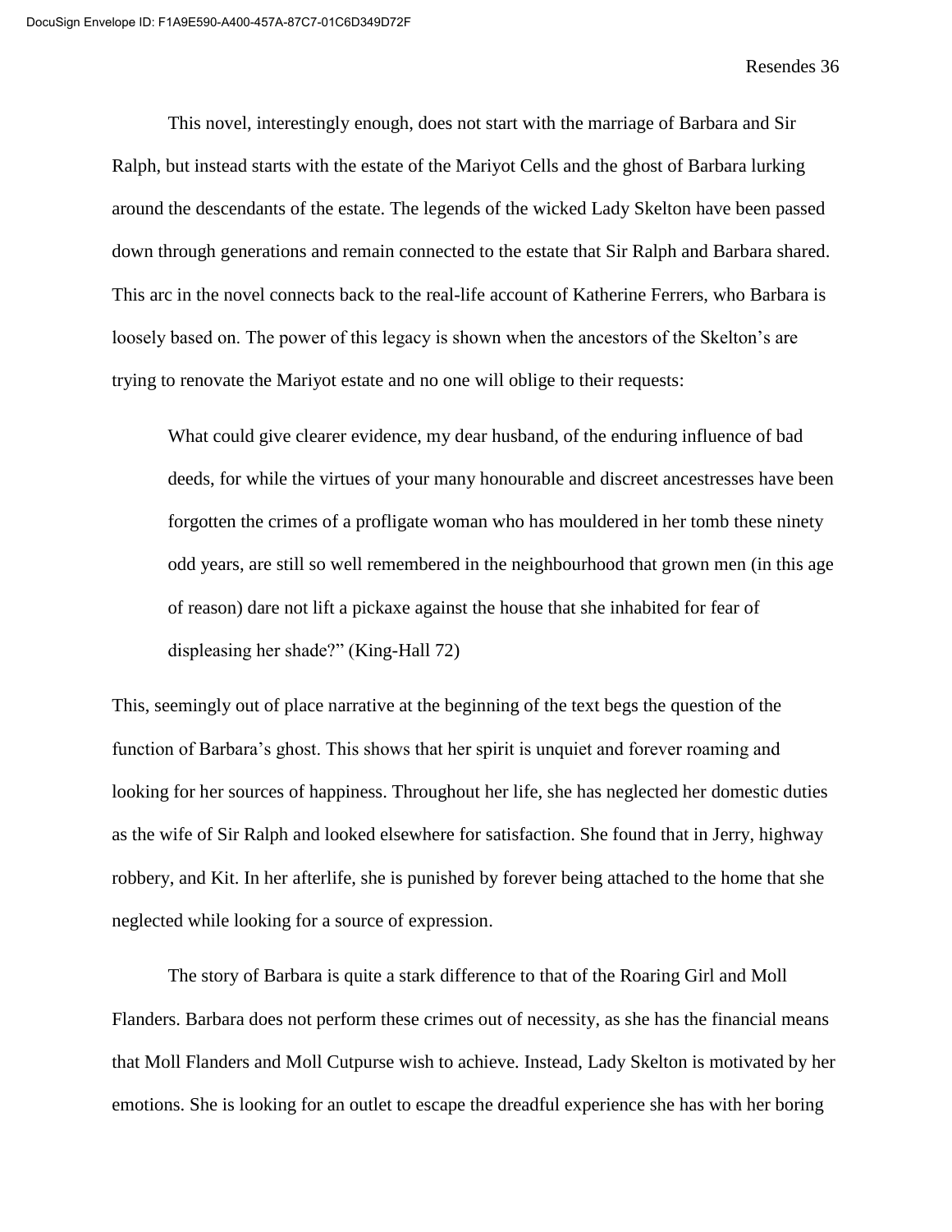This novel, interestingly enough, does not start with the marriage of Barbara and Sir Ralph, but instead starts with the estate of the Mariyot Cells and the ghost of Barbara lurking around the descendants of the estate. The legends of the wicked Lady Skelton have been passed down through generations and remain connected to the estate that Sir Ralph and Barbara shared. This arc in the novel connects back to the real-life account of Katherine Ferrers, who Barbara is loosely based on. The power of this legacy is shown when the ancestors of the Skelton's are trying to renovate the Mariyot estate and no one will oblige to their requests:

> What could give clearer evidence, my dear husband, of the enduring influence of bad deeds, for while the virtues of your many honourable and discreet ancestresses have been forgotten the crimes of a profligate woman who has mouldered in her tomb these ninety odd years, are still so well remembered in the neighbourhood that grown men (in this age of reason) dare not lift a pickaxe against the house that she inhabited for fear of displeasing her shade?" (King-Hall 72)

This, seemingly out of place narrative at the beginning of the text begs the question of the function of Barbara's ghost. This shows that her spirit is unquiet and forever roaming and looking for her sources of happiness. Throughout her life, she has neglected her domestic duties as the wife of Sir Ralph and looked elsewhere for satisfaction. She found that in Jerry, highway robbery, and Kit. In her afterlife, she is punished by forever being attached to the home that she neglected while looking for a source of expression.

The story of Barbara is quite a stark difference to that of the Roaring Girl and Moll Flanders. Barbara does not perform these crimes out of necessity, as she has the financial means that Moll Flanders and Moll Cutpurse wish to achieve. Instead, Lady Skelton is motivated by her emotions. She is looking for an outlet to escape the dreadful experience she has with her boring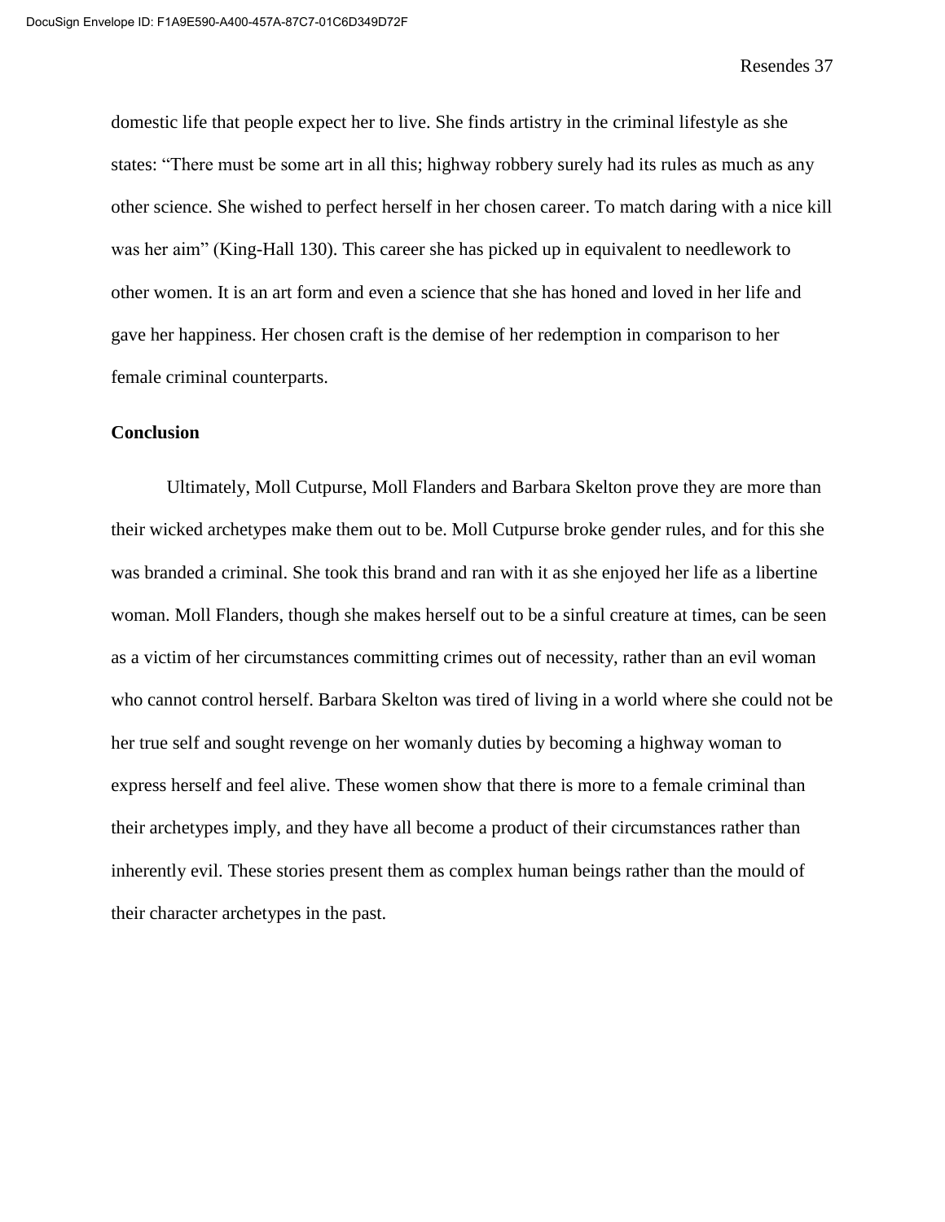domestic life that people expect her to live. She finds artistry in the criminal lifestyle as she states: "There must be some art in all this; highway robbery surely had its rules as much as any other science. She wished to perfect herself in her chosen career. To match daring with a nice kill was her aim" (King-Hall 130). This career she has picked up in equivalent to needlework to other women. It is an art form and even a science that she has honed and loved in her life and gave her happiness. Her chosen craft is the demise of her redemption in comparison to her female criminal counterparts.

**Conclusion**

Ultimately, Moll Cutpurse, Moll Flanders and Barbara Skelton prove they are more than their wicked archetypes make them out to be. Moll Cutpurse broke gender rules, and for this she was branded a criminal. She took this brand and ran with it as she enjoyed her life as a libertine woman. Moll Flanders, though she makes herself out to be a sinful creature at times, can be seen as a victim of her circumstances committing crimes out of necessity, rather than an evil woman who cannot control herself. Barbara Skelton was tired of living in a world where she could not be her true self and sought revenge on her womanly duties by becoming a highway woman to express herself and feel alive. These women show that there is more to a female criminal than their archetypes imply, and they have all become a product of their circumstances rather than inherently evil. These stories present them as complex human beings rather than the mould of their character archetypes in the past.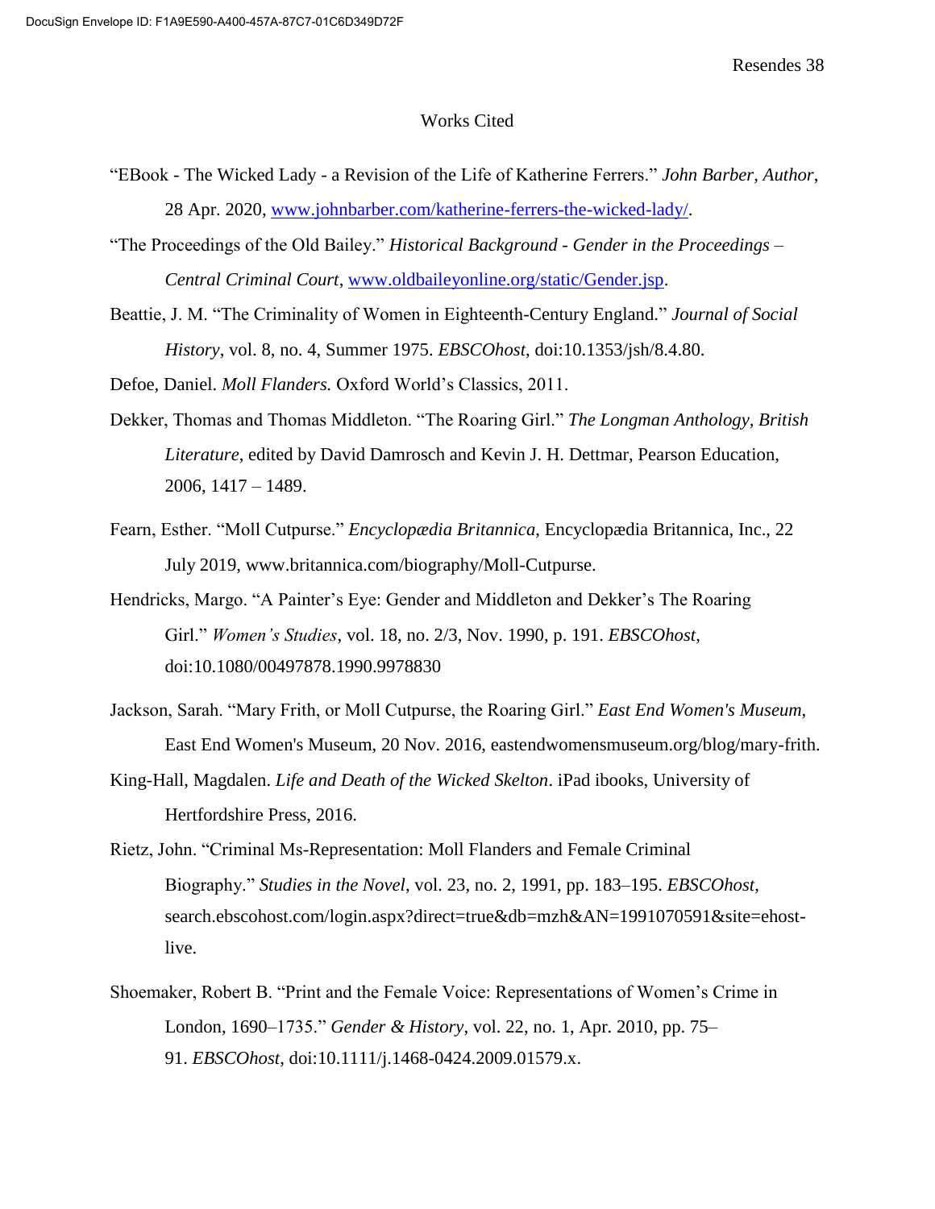# Works Cited

"EBook - The Wicked Lady - a Revision of the Life of Katherine Ferrers." *John Barber, Author*, 28 Apr. 2020, www.johnbarber.com/katherine-ferrers-the-wicked-lady/.

"The Proceedings of the Old Bailey." *Historical Background - Gender in the Proceedings – Central Criminal Court*, www.oldbaileyonline.org/static/Gender.jsp.

Beattie, J. M. "The Criminality of Women in Eighteenth-Century England." *Journal of Social History*, vol. 8, no. 4, Summer 1975. *EBSCOhost*, doi:10.1353/jsh/8.4.80.

Defoe, Daniel. *Moll Flanders.* Oxford World's Classics, 2011.

Dekker, Thomas and Thomas Middleton. "The Roaring Girl." *The Longman Anthology, British Literature*, edited by David Damrosch and Kevin J. H. Dettmar, Pearson Education, 2006, 1417 – 1489.

Fearn, Esther. "Moll Cutpurse." *Encyclopædia Britannica*, Encyclopædia Britannica, Inc., 22 July 2019, www.britannica.com/biography/Moll-Cutpurse.

Hendricks, Margo. "A Painter's Eye: Gender and Middleton and Dekker's The Roaring Girl." *Women's Studies*, vol. 18, no. 2/3, Nov. 1990, p. 191. *EBSCOhost*, doi:10.1080/00497878.1990.9978830

Jackson, Sarah. "Mary Frith, or Moll Cutpurse, the Roaring Girl." *East End Women's Museum*, East End Women's Museum, 20 Nov. 2016, eastendwomensmuseum.org/blog/mary-frith.

King-Hall, Magdalen. *Life and Death of the Wicked Skelton*. iPad ibooks, University of Hertfordshire Press, 2016.

Rietz, John. "Criminal Ms-Representation: Moll Flanders and Female Criminal Biography." *Studies in the Novel*, vol. 23, no. 2, 1991, pp. 183–195. *EBSCOhost*, search.ebscohost.com/login.aspx?direct=true&db=mzh&AN=1991070591&site=ehost-live.

Shoemaker, Robert B. "Print and the Female Voice: Representations of Women's Crime in London, 1690–1735." *Gender & History*, vol. 22, no. 1, Apr. 2010, pp. 75–91. *EBSCOhost*, doi:10.1111/j.1468-0424.2009.01579.x.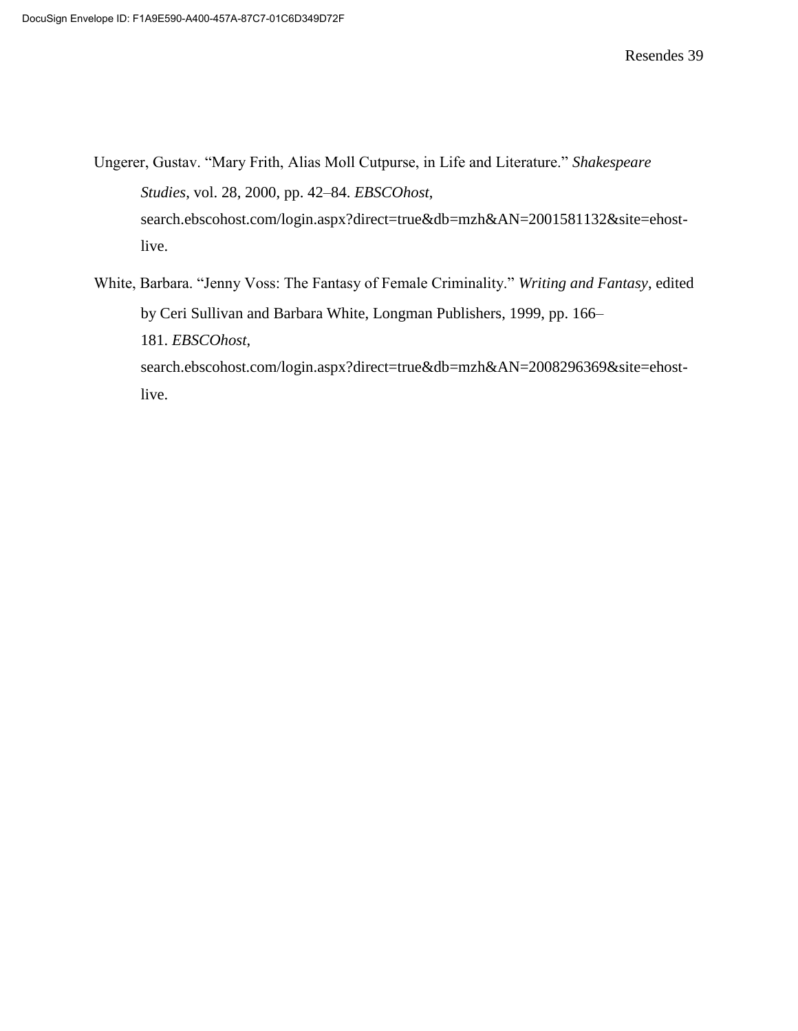Ungerer, Gustav. “Mary Frith, Alias Moll Cutpurse, in Life and Literature.” *Shakespeare Studies*, vol. 28, 2000, pp. 42–84. *EBSCOhost*, search.ebscohost.com/login.aspx?direct=true&db=mzh&AN=2001581132&site=ehost-live.

White, Barbara. “Jenny Voss: The Fantasy of Female Criminality.” *Writing and Fantasy*, edited by Ceri Sullivan and Barbara White, Longman Publishers, 1999, pp. 166–181. *EBSCOhost*, search.ebscohost.com/login.aspx?direct=true&db=mzh&AN=2008296369&site=ehost-live.